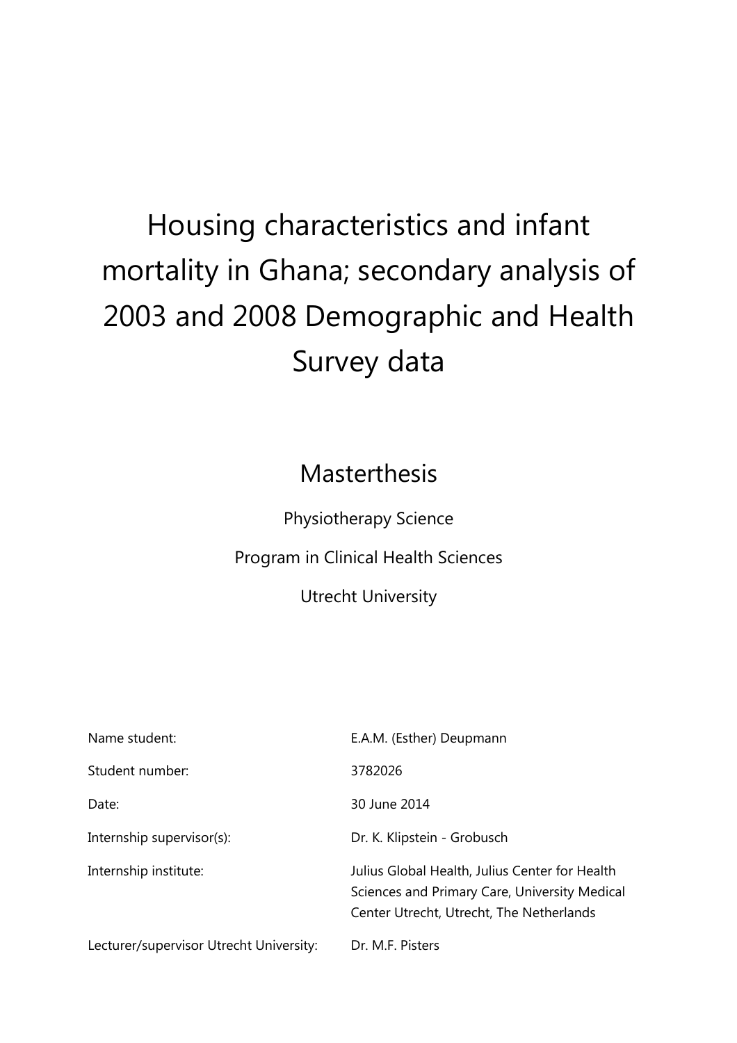# Housing characteristics and infant mortality in Ghana; secondary analysis of 2003 and 2008 Demographic and Health Survey data

## Masterthesis

Physiotherapy Science

Program in Clinical Health Sciences

Utrecht University

| | |
|---|---|
| Name student: | E.A.M. (Esther) Deupmann |
| Student number: | 3782026 |
| Date: | 30 June 2014 |
| Internship supervisor(s): | Dr. K. Klipstein - Grobusch |
| Internship institute: | Julius Global Health, Julius Center for Health Sciences and Primary Care, University Medical Center Utrecht, Utrecht, The Netherlands |
| Lecturer/supervisor Utrecht University: | Dr. M.F. Pisters |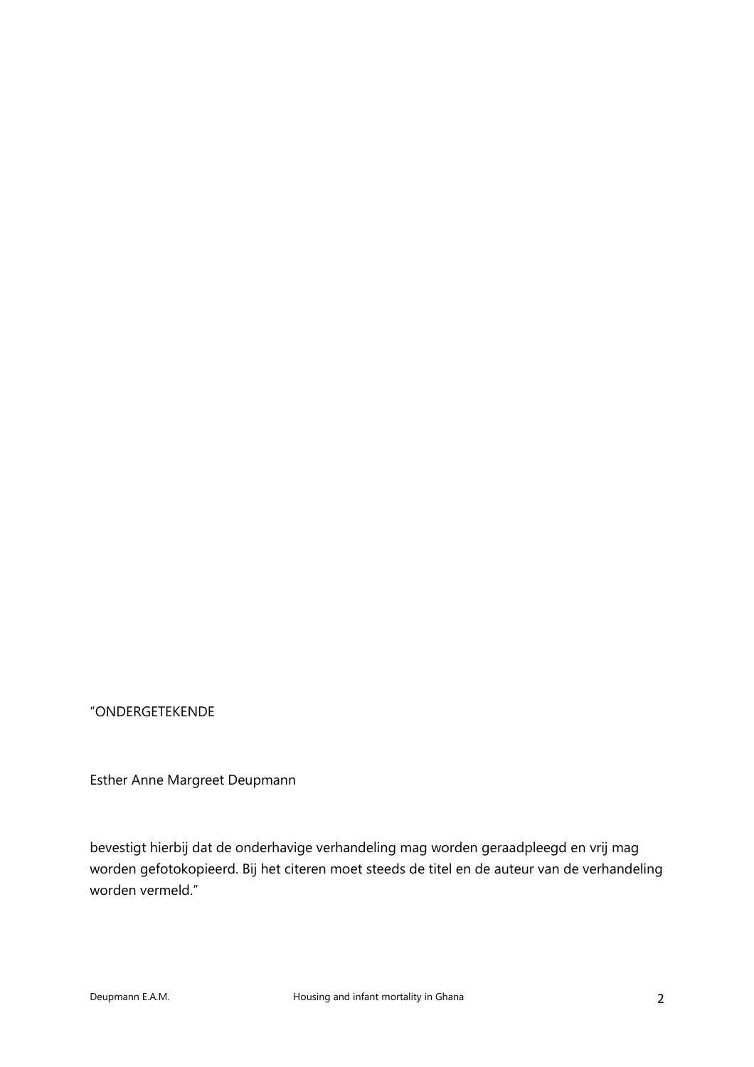"ONDERGETEKENDE

Esther Anne Margreet Deupmann

bevestigt hierbij dat de onderhavige verhandeling mag worden geraadpleegd en vrij mag worden gefotokopieerd. Bij het citeren moet steeds de titel en de auteur van de verhandeling worden vermeld."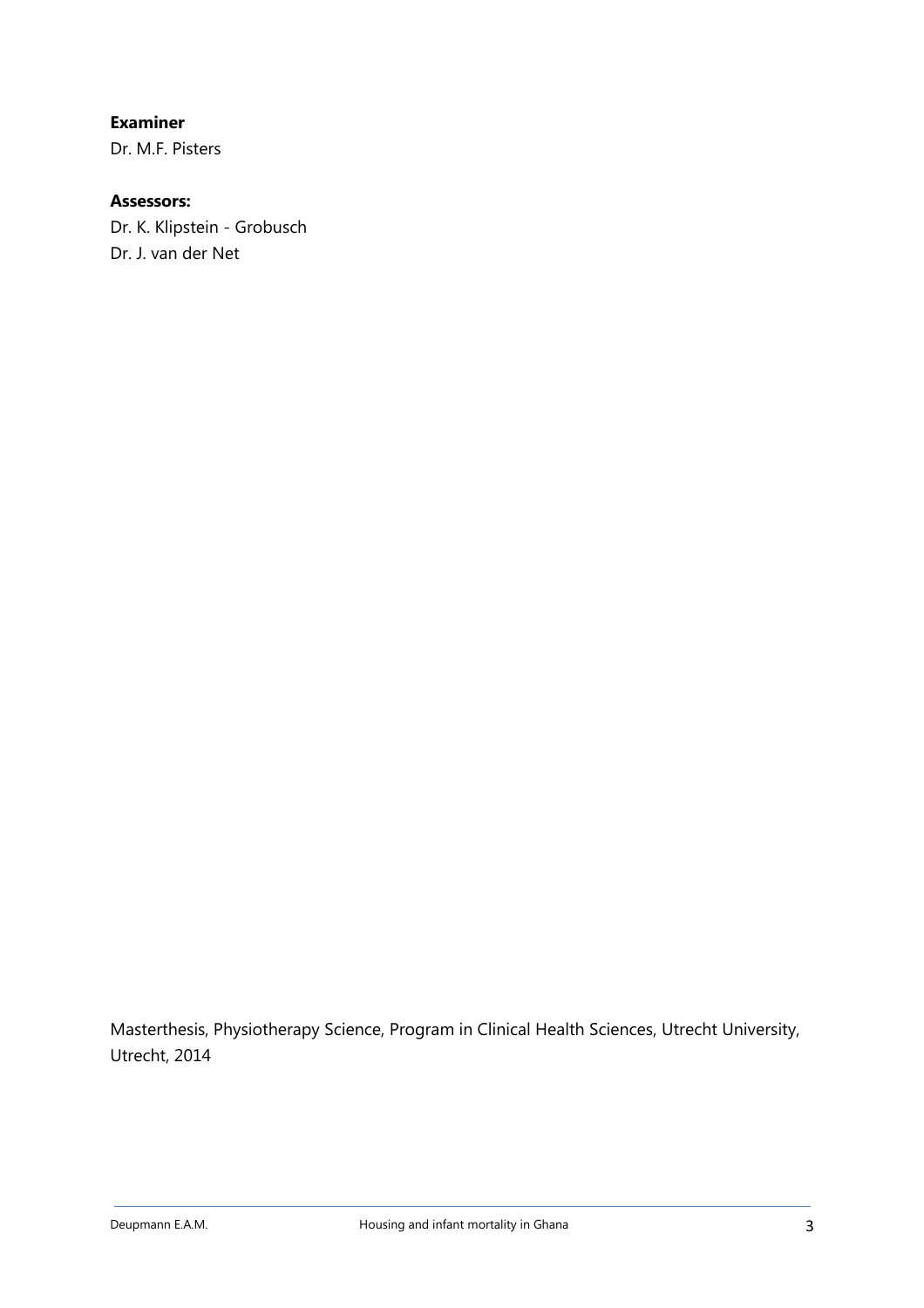**Examiner**
Dr. M.F. Pisters

**Assessors:**
Dr. K. Klipstein - Grobusch
Dr. J. van der Net

Masterthesis, Physiotherapy Science, Program in Clinical Health Sciences, Utrecht University, Utrecht, 2014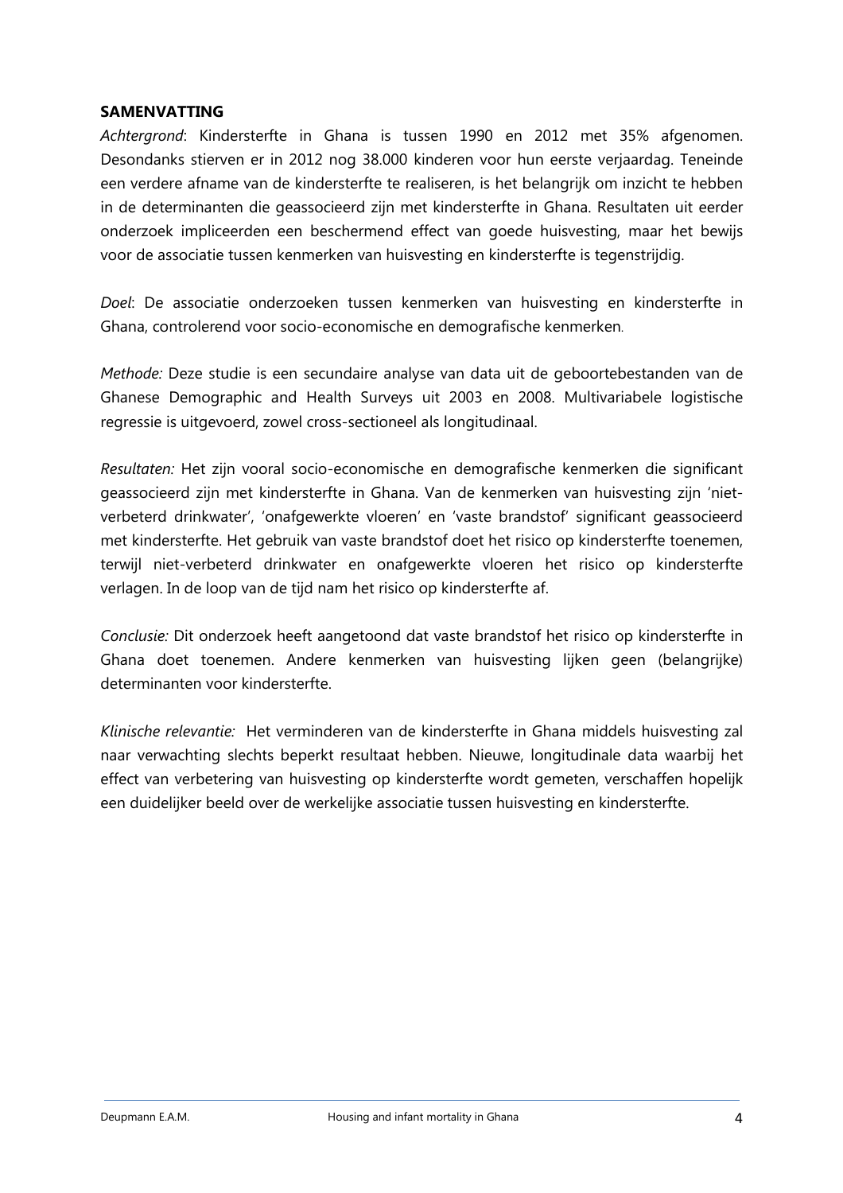## SAMENVATTING

*Achtergrond*: Kindersterfte in Ghana is tussen 1990 en 2012 met 35% afgenomen. Desondanks stierven er in 2012 nog 38.000 kinderen voor hun eerste verjaardag. Teneinde een verdere afname van de kindersterfte te realiseren, is het belangrijk om inzicht te hebben in de determinanten die geassocieerd zijn met kindersterfte in Ghana. Resultaten uit eerder onderzoek impliceerden een beschermend effect van goede huisvesting, maar het bewijs voor de associatie tussen kenmerken van huisvesting en kindersterfte is tegenstrijdig.

*Doel*: De associatie onderzoeken tussen kenmerken van huisvesting en kindersterfte in Ghana, controlerend voor socio-economische en demografische kenmerken.

*Methode:* Deze studie is een secundaire analyse van data uit de geboortebestanden van de Ghanese Demographic and Health Surveys uit 2003 en 2008. Multivariabele logistische regressie is uitgevoerd, zowel cross-sectioneel als longitudinaal.

*Resultaten:* Het zijn vooral socio-economische en demografische kenmerken die significant geassocieerd zijn met kindersterfte in Ghana. Van de kenmerken van huisvesting zijn 'niet-verbeterd drinkwater', 'onafgewerkte vloeren' en 'vaste brandstof' significant geassocieerd met kindersterfte. Het gebruik van vaste brandstof doet het risico op kindersterfte toenemen, terwijl niet-verbeterd drinkwater en onafgewerkte vloeren het risico op kindersterfte verlagen. In de loop van de tijd nam het risico op kindersterfte af.

*Conclusie:* Dit onderzoek heeft aangetoond dat vaste brandstof het risico op kindersterfte in Ghana doet toenemen. Andere kenmerken van huisvesting lijken geen (belangrijke) determinanten voor kindersterfte.

*Klinische relevantie:* Het verminderen van de kindersterfte in Ghana middels huisvesting zal naar verwachting slechts beperkt resultaat hebben. Nieuwe, longitudinale data waarbij het effect van verbetering van huisvesting op kindersterfte wordt gemeten, verschaffen hopelijk een duidelijker beeld over de werkelijke associatie tussen huisvesting en kindersterfte.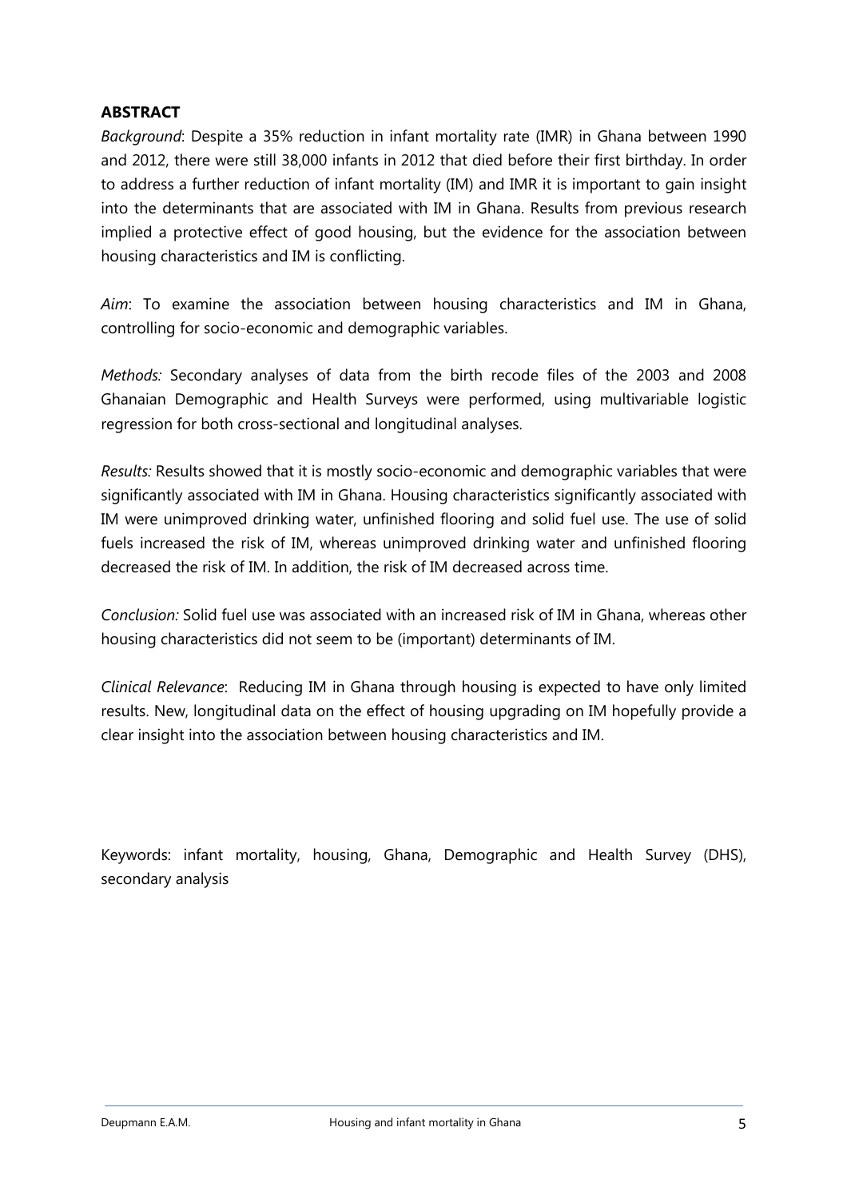## ABSTRACT

*Background*: Despite a 35% reduction in infant mortality rate (IMR) in Ghana between 1990 and 2012, there were still 38,000 infants in 2012 that died before their first birthday. In order to address a further reduction of infant mortality (IM) and IMR it is important to gain insight into the determinants that are associated with IM in Ghana. Results from previous research implied a protective effect of good housing, but the evidence for the association between housing characteristics and IM is conflicting.

*Aim*: To examine the association between housing characteristics and IM in Ghana, controlling for socio-economic and demographic variables.

*Methods:* Secondary analyses of data from the birth recode files of the 2003 and 2008 Ghanaian Demographic and Health Surveys were performed, using multivariable logistic regression for both cross-sectional and longitudinal analyses.

*Results:* Results showed that it is mostly socio-economic and demographic variables that were significantly associated with IM in Ghana. Housing characteristics significantly associated with IM were unimproved drinking water, unfinished flooring and solid fuel use. The use of solid fuels increased the risk of IM, whereas unimproved drinking water and unfinished flooring decreased the risk of IM. In addition, the risk of IM decreased across time.

*Conclusion:* Solid fuel use was associated with an increased risk of IM in Ghana, whereas other housing characteristics did not seem to be (important) determinants of IM.

*Clinical Relevance*: Reducing IM in Ghana through housing is expected to have only limited results. New, longitudinal data on the effect of housing upgrading on IM hopefully provide a clear insight into the association between housing characteristics and IM.

Keywords: infant mortality, housing, Ghana, Demographic and Health Survey (DHS), secondary analysis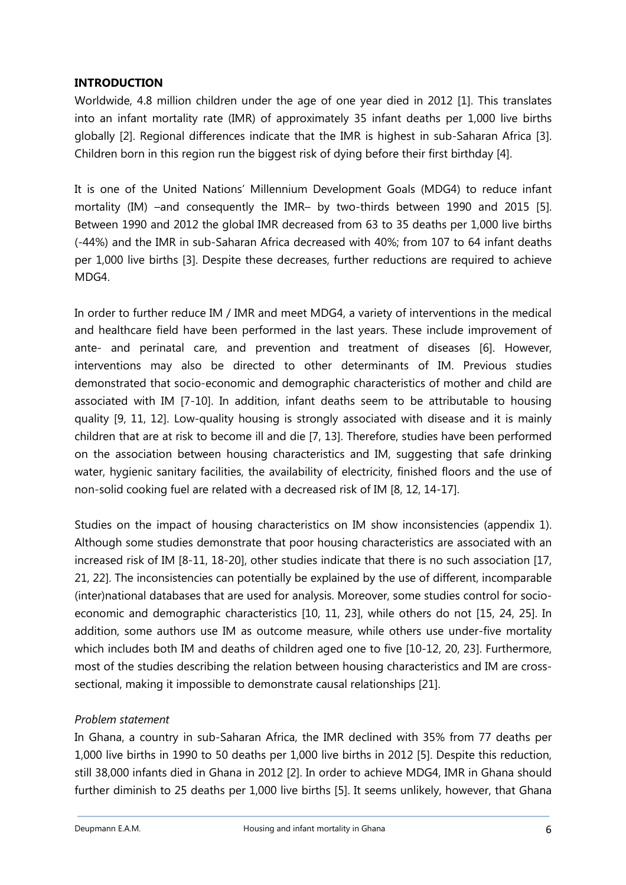## INTRODUCTION

Worldwide, 4.8 million children under the age of one year died in 2012 [1]. This translates into an infant mortality rate (IMR) of approximately 35 infant deaths per 1,000 live births globally [2]. Regional differences indicate that the IMR is highest in sub-Saharan Africa [3]. Children born in this region run the biggest risk of dying before their first birthday [4].

It is one of the United Nations' Millennium Development Goals (MDG4) to reduce infant mortality (IM) –and consequently the IMR– by two-thirds between 1990 and 2015 [5]. Between 1990 and 2012 the global IMR decreased from 63 to 35 deaths per 1,000 live births (-44%) and the IMR in sub-Saharan Africa decreased with 40%; from 107 to 64 infant deaths per 1,000 live births [3]. Despite these decreases, further reductions are required to achieve MDG4.

In order to further reduce IM / IMR and meet MDG4, a variety of interventions in the medical and healthcare field have been performed in the last years. These include improvement of ante- and perinatal care, and prevention and treatment of diseases [6]. However, interventions may also be directed to other determinants of IM. Previous studies demonstrated that socio-economic and demographic characteristics of mother and child are associated with IM [7-10]. In addition, infant deaths seem to be attributable to housing quality [9, 11, 12]. Low-quality housing is strongly associated with disease and it is mainly children that are at risk to become ill and die [7, 13]. Therefore, studies have been performed on the association between housing characteristics and IM, suggesting that safe drinking water, hygienic sanitary facilities, the availability of electricity, finished floors and the use of non-solid cooking fuel are related with a decreased risk of IM [8, 12, 14-17].

Studies on the impact of housing characteristics on IM show inconsistencies (appendix 1). Although some studies demonstrate that poor housing characteristics are associated with an increased risk of IM [8-11, 18-20], other studies indicate that there is no such association [17, 21, 22]. The inconsistencies can potentially be explained by the use of different, incomparable (inter)national databases that are used for analysis. Moreover, some studies control for socio-economic and demographic characteristics [10, 11, 23], while others do not [15, 24, 25]. In addition, some authors use IM as outcome measure, while others use under-five mortality which includes both IM and deaths of children aged one to five [10-12, 20, 23]. Furthermore, most of the studies describing the relation between housing characteristics and IM are cross-sectional, making it impossible to demonstrate causal relationships [21].

*Problem statement*

In Ghana, a country in sub-Saharan Africa, the IMR declined with 35% from 77 deaths per 1,000 live births in 1990 to 50 deaths per 1,000 live births in 2012 [5]. Despite this reduction, still 38,000 infants died in Ghana in 2012 [2]. In order to achieve MDG4, IMR in Ghana should further diminish to 25 deaths per 1,000 live births [5]. It seems unlikely, however, that Ghana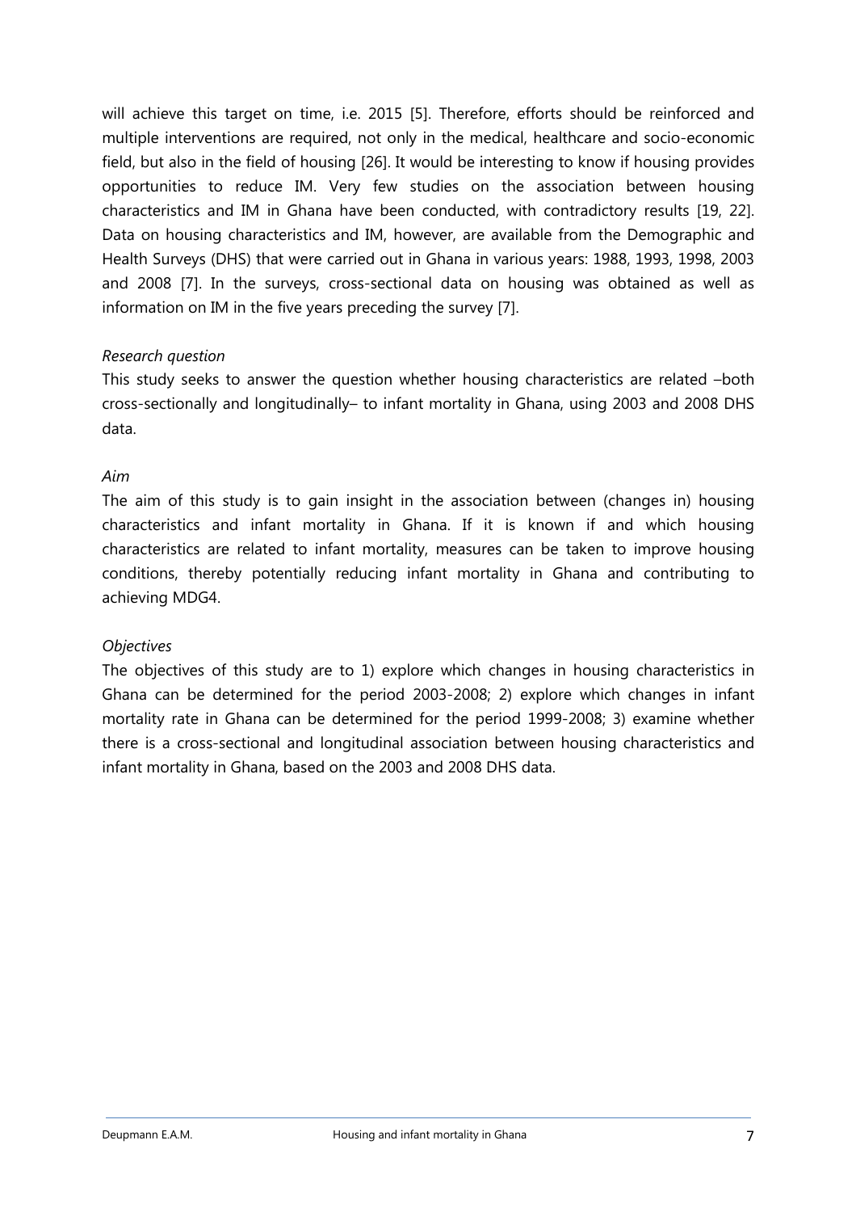will achieve this target on time, i.e. 2015 [5]. Therefore, efforts should be reinforced and multiple interventions are required, not only in the medical, healthcare and socio-economic field, but also in the field of housing [26]. It would be interesting to know if housing provides opportunities to reduce IM. Very few studies on the association between housing characteristics and IM in Ghana have been conducted, with contradictory results [19, 22]. Data on housing characteristics and IM, however, are available from the Demographic and Health Surveys (DHS) that were carried out in Ghana in various years: 1988, 1993, 1998, 2003 and 2008 [7]. In the surveys, cross-sectional data on housing was obtained as well as information on IM in the five years preceding the survey [7].

*Research question*

This study seeks to answer the question whether housing characteristics are related –both cross-sectionally and longitudinally– to infant mortality in Ghana, using 2003 and 2008 DHS data.

*Aim*

The aim of this study is to gain insight in the association between (changes in) housing characteristics and infant mortality in Ghana. If it is known if and which housing characteristics are related to infant mortality, measures can be taken to improve housing conditions, thereby potentially reducing infant mortality in Ghana and contributing to achieving MDG4.

*Objectives*

The objectives of this study are to 1) explore which changes in housing characteristics in Ghana can be determined for the period 2003-2008; 2) explore which changes in infant mortality rate in Ghana can be determined for the period 1999-2008; 3) examine whether there is a cross-sectional and longitudinal association between housing characteristics and infant mortality in Ghana, based on the 2003 and 2008 DHS data.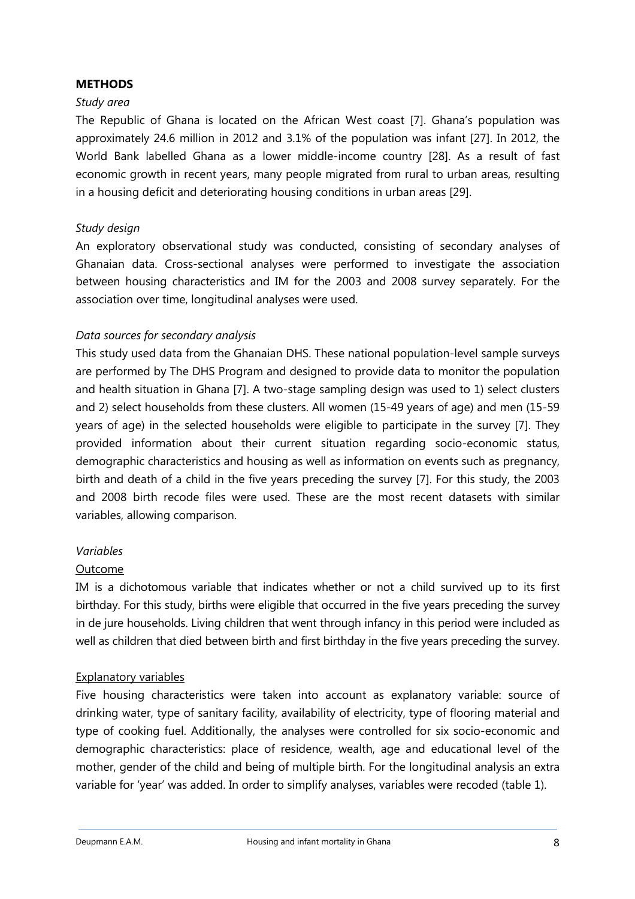## METHODS

*Study area*

The Republic of Ghana is located on the African West coast [7]. Ghana's population was approximately 24.6 million in 2012 and 3.1% of the population was infant [27]. In 2012, the World Bank labelled Ghana as a lower middle-income country [28]. As a result of fast economic growth in recent years, many people migrated from rural to urban areas, resulting in a housing deficit and deteriorating housing conditions in urban areas [29].

*Study design*

An exploratory observational study was conducted, consisting of secondary analyses of Ghanaian data. Cross-sectional analyses were performed to investigate the association between housing characteristics and IM for the 2003 and 2008 survey separately. For the association over time, longitudinal analyses were used.

*Data sources for secondary analysis*

This study used data from the Ghanaian DHS. These national population-level sample surveys are performed by The DHS Program and designed to provide data to monitor the population and health situation in Ghana [7]. A two-stage sampling design was used to 1) select clusters and 2) select households from these clusters. All women (15-49 years of age) and men (15-59 years of age) in the selected households were eligible to participate in the survey [7]. They provided information about their current situation regarding socio-economic status, demographic characteristics and housing as well as information on events such as pregnancy, birth and death of a child in the five years preceding the survey [7]. For this study, the 2003 and 2008 birth recode files were used. These are the most recent datasets with similar variables, allowing comparison.

*Variables*

<u>Outcome</u>

IM is a dichotomous variable that indicates whether or not a child survived up to its first birthday. For this study, births were eligible that occurred in the five years preceding the survey in de jure households. Living children that went through infancy in this period were included as well as children that died between birth and first birthday in the five years preceding the survey.

<u>Explanatory variables</u>

Five housing characteristics were taken into account as explanatory variable: source of drinking water, type of sanitary facility, availability of electricity, type of flooring material and type of cooking fuel. Additionally, the analyses were controlled for six socio-economic and demographic characteristics: place of residence, wealth, age and educational level of the mother, gender of the child and being of multiple birth. For the longitudinal analysis an extra variable for 'year' was added. In order to simplify analyses, variables were recoded (table 1).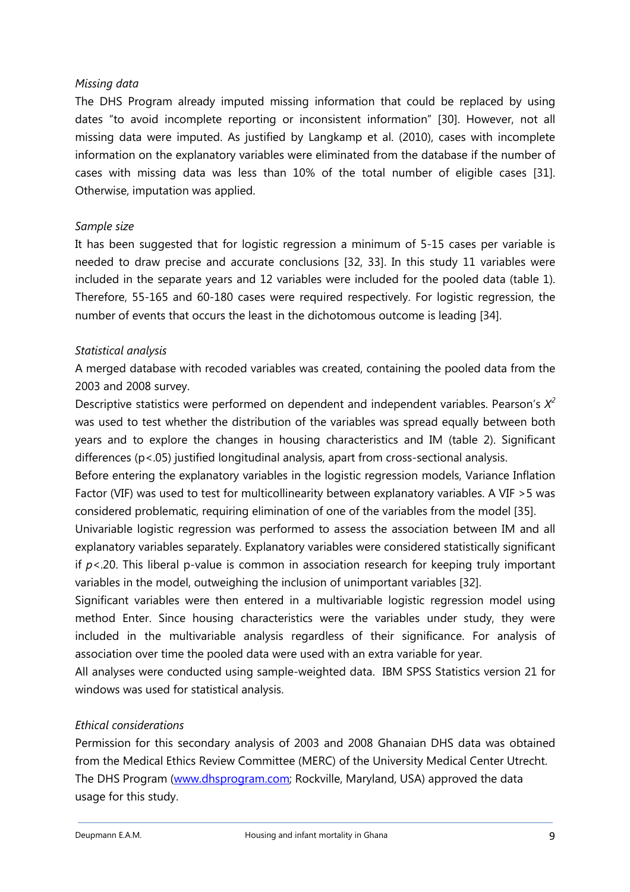*Missing data*

The DHS Program already imputed missing information that could be replaced by using dates "to avoid incomplete reporting or inconsistent information" [30]. However, not all missing data were imputed. As justified by Langkamp et al. (2010), cases with incomplete information on the explanatory variables were eliminated from the database if the number of cases with missing data was less than 10% of the total number of eligible cases [31]. Otherwise, imputation was applied.

*Sample size*

It has been suggested that for logistic regression a minimum of 5-15 cases per variable is needed to draw precise and accurate conclusions [32, 33]. In this study 11 variables were included in the separate years and 12 variables were included for the pooled data (table 1). Therefore, 55-165 and 60-180 cases were required respectively. For logistic regression, the number of events that occurs the least in the dichotomous outcome is leading [34].

*Statistical analysis*

A merged database with recoded variables was created, containing the pooled data from the 2003 and 2008 survey.

Descriptive statistics were performed on dependent and independent variables. Pearson's $X^2$ was used to test whether the distribution of the variables was spread equally between both years and to explore the changes in housing characteristics and IM (table 2). Significant differences ($p<.05$) justified longitudinal analysis, apart from cross-sectional analysis.

Before entering the explanatory variables in the logistic regression models, Variance Inflation Factor (VIF) was used to test for multicollinearity between explanatory variables. A VIF >5 was considered problematic, requiring elimination of one of the variables from the model [35].

Univariable logistic regression was performed to assess the association between IM and all explanatory variables separately. Explanatory variables were considered statistically significant if $p<.20$. This liberal p-value is common in association research for keeping truly important variables in the model, outweighing the inclusion of unimportant variables [32].

Significant variables were then entered in a multivariable logistic regression model using method Enter. Since housing characteristics were the variables under study, they were included in the multivariable analysis regardless of their significance. For analysis of association over time the pooled data were used with an extra variable for year.

All analyses were conducted using sample-weighted data. IBM SPSS Statistics version 21 for windows was used for statistical analysis.

*Ethical considerations*

Permission for this secondary analysis of 2003 and 2008 Ghanaian DHS data was obtained from the Medical Ethics Review Committee (MERC) of the University Medical Center Utrecht. The DHS Program (www.dhsprogram.com; Rockville, Maryland, USA) approved the data usage for this study.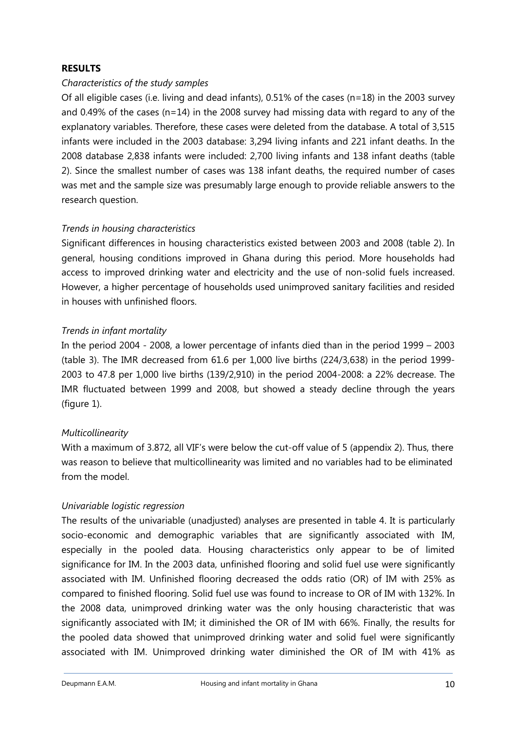## RESULTS

*Characteristics of the study samples*

Of all eligible cases (i.e. living and dead infants), 0.51% of the cases (n=18) in the 2003 survey and 0.49% of the cases (n=14) in the 2008 survey had missing data with regard to any of the explanatory variables. Therefore, these cases were deleted from the database. A total of 3,515 infants were included in the 2003 database: 3,294 living infants and 221 infant deaths. In the 2008 database 2,838 infants were included: 2,700 living infants and 138 infant deaths (table 2). Since the smallest number of cases was 138 infant deaths, the required number of cases was met and the sample size was presumably large enough to provide reliable answers to the research question.

*Trends in housing characteristics*

Significant differences in housing characteristics existed between 2003 and 2008 (table 2). In general, housing conditions improved in Ghana during this period. More households had access to improved drinking water and electricity and the use of non-solid fuels increased. However, a higher percentage of households used unimproved sanitary facilities and resided in houses with unfinished floors.

*Trends in infant mortality*

In the period 2004 - 2008, a lower percentage of infants died than in the period 1999 – 2003 (table 3). The IMR decreased from 61.6 per 1,000 live births (224/3,638) in the period 1999-2003 to 47.8 per 1,000 live births (139/2,910) in the period 2004-2008: a 22% decrease. The IMR fluctuated between 1999 and 2008, but showed a steady decline through the years (figure 1).

*Multicollinearity*

With a maximum of 3.872, all VIF's were below the cut-off value of 5 (appendix 2). Thus, there was reason to believe that multicollinearity was limited and no variables had to be eliminated from the model.

*Univariable logistic regression*

The results of the univariable (unadjusted) analyses are presented in table 4. It is particularly socio-economic and demographic variables that are significantly associated with IM, especially in the pooled data. Housing characteristics only appear to be of limited significance for IM. In the 2003 data, unfinished flooring and solid fuel use were significantly associated with IM. Unfinished flooring decreased the odds ratio (OR) of IM with 25% as compared to finished flooring. Solid fuel use was found to increase to OR of IM with 132%. In the 2008 data, unimproved drinking water was the only housing characteristic that was significantly associated with IM; it diminished the OR of IM with 66%. Finally, the results for the pooled data showed that unimproved drinking water and solid fuel were significantly associated with IM. Unimproved drinking water diminished the OR of IM with 41% as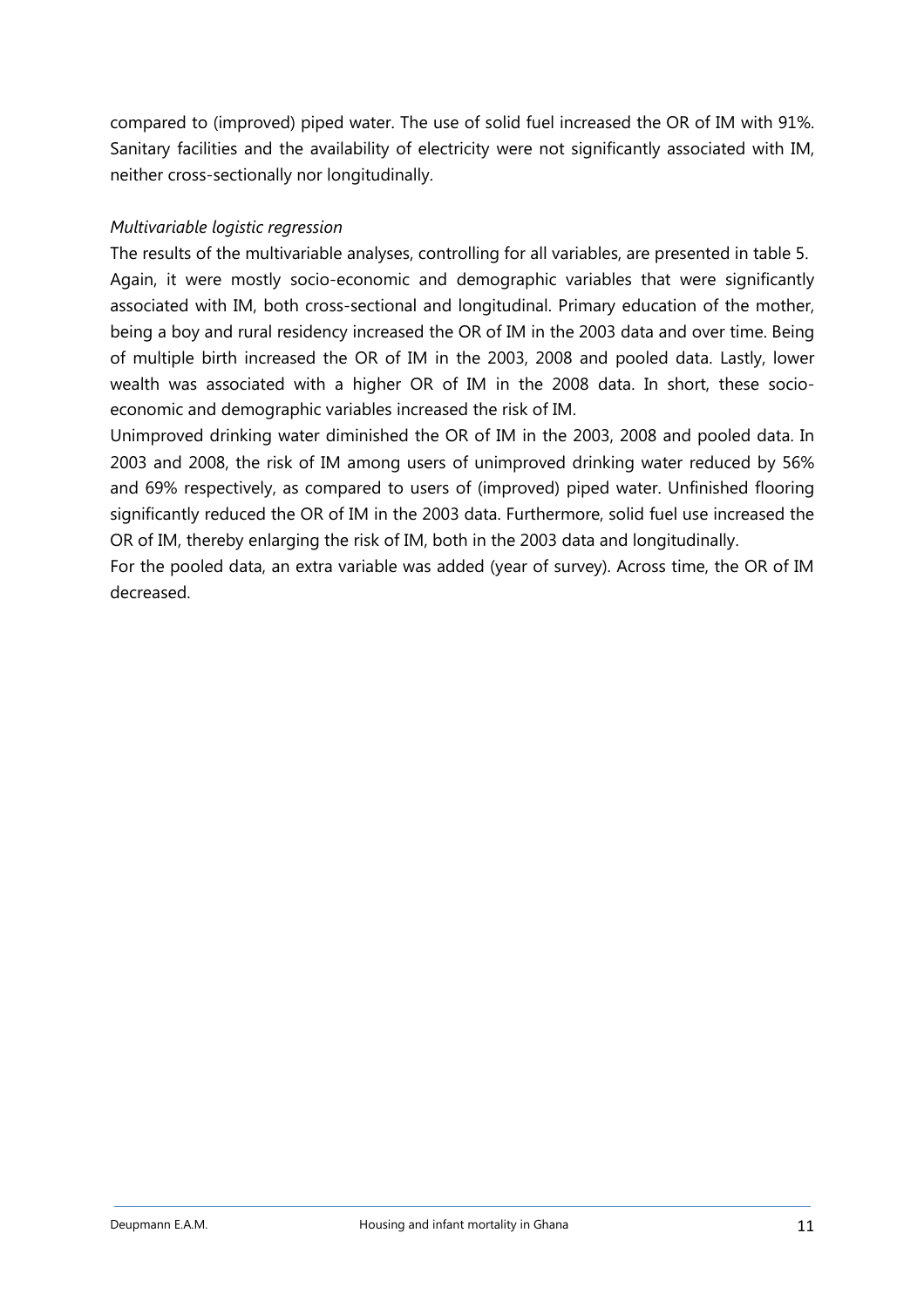compared to (improved) piped water. The use of solid fuel increased the OR of IM with 91%. Sanitary facilities and the availability of electricity were not significantly associated with IM, neither cross-sectionally nor longitudinally.

*Multivariable logistic regression*

The results of the multivariable analyses, controlling for all variables, are presented in table 5.
Again, it were mostly socio-economic and demographic variables that were significantly associated with IM, both cross-sectional and longitudinal. Primary education of the mother, being a boy and rural residency increased the OR of IM in the 2003 data and over time. Being of multiple birth increased the OR of IM in the 2003, 2008 and pooled data. Lastly, lower wealth was associated with a higher OR of IM in the 2008 data. In short, these socio-economic and demographic variables increased the risk of IM.
Unimproved drinking water diminished the OR of IM in the 2003, 2008 and pooled data. In 2003 and 2008, the risk of IM among users of unimproved drinking water reduced by 56% and 69% respectively, as compared to users of (improved) piped water. Unfinished flooring significantly reduced the OR of IM in the 2003 data. Furthermore, solid fuel use increased the OR of IM, thereby enlarging the risk of IM, both in the 2003 data and longitudinally.
For the pooled data, an extra variable was added (year of survey). Across time, the OR of IM decreased.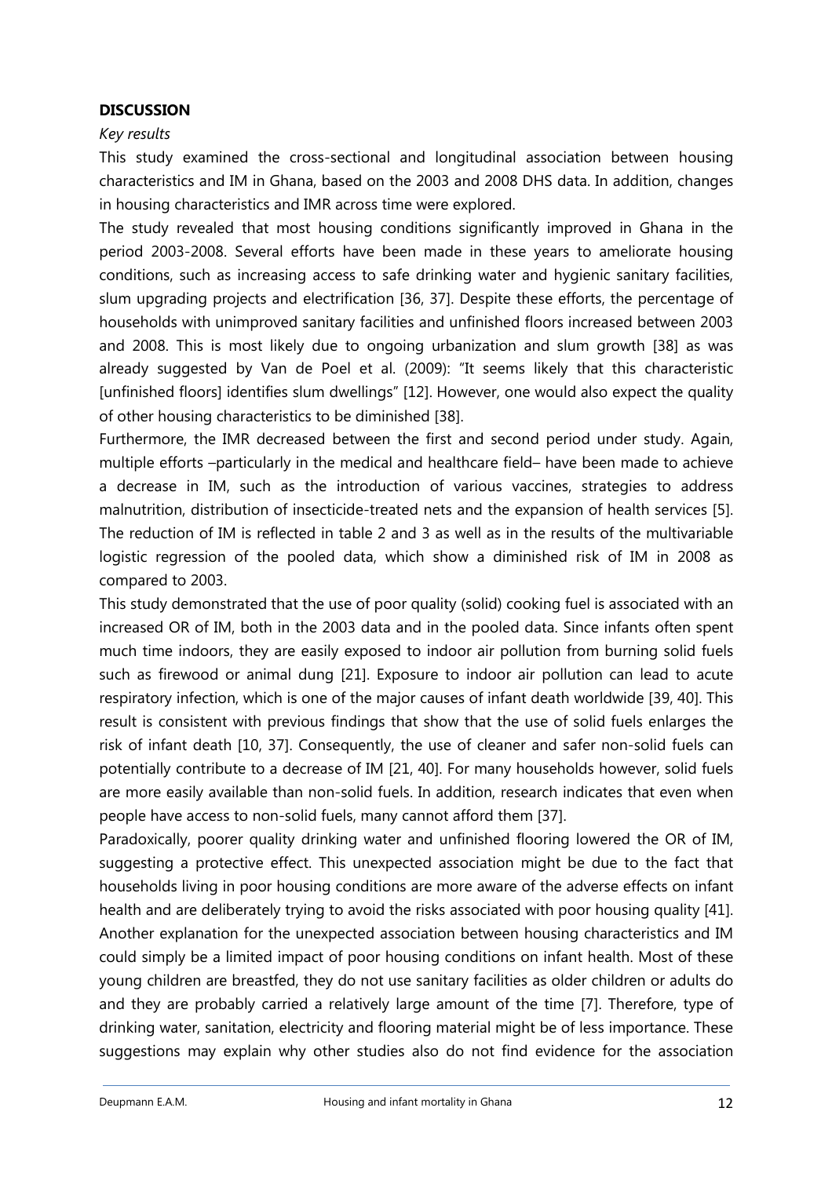## DISCUSSION

*Key results*

This study examined the cross-sectional and longitudinal association between housing characteristics and IM in Ghana, based on the 2003 and 2008 DHS data. In addition, changes in housing characteristics and IMR across time were explored.

The study revealed that most housing conditions significantly improved in Ghana in the period 2003-2008. Several efforts have been made in these years to ameliorate housing conditions, such as increasing access to safe drinking water and hygienic sanitary facilities, slum upgrading projects and electrification [36, 37]. Despite these efforts, the percentage of households with unimproved sanitary facilities and unfinished floors increased between 2003 and 2008. This is most likely due to ongoing urbanization and slum growth [38] as was already suggested by Van de Poel et al. (2009): "It seems likely that this characteristic [unfinished floors] identifies slum dwellings" [12]. However, one would also expect the quality of other housing characteristics to be diminished [38].

Furthermore, the IMR decreased between the first and second period under study. Again, multiple efforts –particularly in the medical and healthcare field– have been made to achieve a decrease in IM, such as the introduction of various vaccines, strategies to address malnutrition, distribution of insecticide-treated nets and the expansion of health services [5]. The reduction of IM is reflected in table 2 and 3 as well as in the results of the multivariable logistic regression of the pooled data, which show a diminished risk of IM in 2008 as compared to 2003.

This study demonstrated that the use of poor quality (solid) cooking fuel is associated with an increased OR of IM, both in the 2003 data and in the pooled data. Since infants often spent much time indoors, they are easily exposed to indoor air pollution from burning solid fuels such as firewood or animal dung [21]. Exposure to indoor air pollution can lead to acute respiratory infection, which is one of the major causes of infant death worldwide [39, 40]. This result is consistent with previous findings that show that the use of solid fuels enlarges the risk of infant death [10, 37]. Consequently, the use of cleaner and safer non-solid fuels can potentially contribute to a decrease of IM [21, 40]. For many households however, solid fuels are more easily available than non-solid fuels. In addition, research indicates that even when people have access to non-solid fuels, many cannot afford them [37].

Paradoxically, poorer quality drinking water and unfinished flooring lowered the OR of IM, suggesting a protective effect. This unexpected association might be due to the fact that households living in poor housing conditions are more aware of the adverse effects on infant health and are deliberately trying to avoid the risks associated with poor housing quality [41]. Another explanation for the unexpected association between housing characteristics and IM could simply be a limited impact of poor housing conditions on infant health. Most of these young children are breastfed, they do not use sanitary facilities as older children or adults do and they are probably carried a relatively large amount of the time [7]. Therefore, type of drinking water, sanitation, electricity and flooring material might be of less importance. These suggestions may explain why other studies also do not find evidence for the association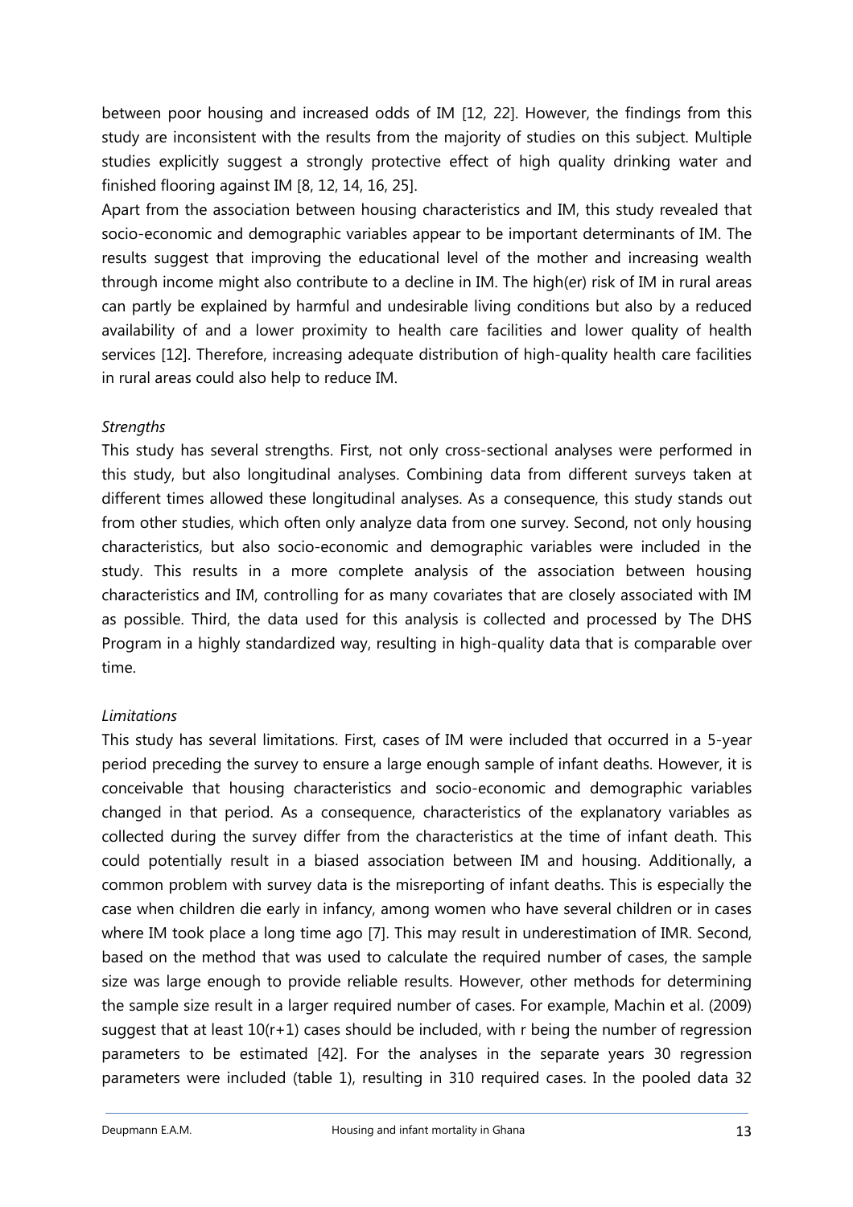between poor housing and increased odds of IM [12, 22]. However, the findings from this study are inconsistent with the results from the majority of studies on this subject. Multiple studies explicitly suggest a strongly protective effect of high quality drinking water and finished flooring against IM [8, 12, 14, 16, 25].

Apart from the association between housing characteristics and IM, this study revealed that socio-economic and demographic variables appear to be important determinants of IM. The results suggest that improving the educational level of the mother and increasing wealth through income might also contribute to a decline in IM. The high(er) risk of IM in rural areas can partly be explained by harmful and undesirable living conditions but also by a reduced availability of and a lower proximity to health care facilities and lower quality of health services [12]. Therefore, increasing adequate distribution of high-quality health care facilities in rural areas could also help to reduce IM.

*Strengths*

This study has several strengths. First, not only cross-sectional analyses were performed in this study, but also longitudinal analyses. Combining data from different surveys taken at different times allowed these longitudinal analyses. As a consequence, this study stands out from other studies, which often only analyze data from one survey. Second, not only housing characteristics, but also socio-economic and demographic variables were included in the study. This results in a more complete analysis of the association between housing characteristics and IM, controlling for as many covariates that are closely associated with IM as possible. Third, the data used for this analysis is collected and processed by The DHS Program in a highly standardized way, resulting in high-quality data that is comparable over time.

*Limitations*

This study has several limitations. First, cases of IM were included that occurred in a 5-year period preceding the survey to ensure a large enough sample of infant deaths. However, it is conceivable that housing characteristics and socio-economic and demographic variables changed in that period. As a consequence, characteristics of the explanatory variables as collected during the survey differ from the characteristics at the time of infant death. This could potentially result in a biased association between IM and housing. Additionally, a common problem with survey data is the misreporting of infant deaths. This is especially the case when children die early in infancy, among women who have several children or in cases where IM took place a long time ago [7]. This may result in underestimation of IMR. Second, based on the method that was used to calculate the required number of cases, the sample size was large enough to provide reliable results. However, other methods for determining the sample size result in a larger required number of cases. For example, Machin et al. (2009) suggest that at least $10(r+1)$ cases should be included, with r being the number of regression parameters to be estimated [42]. For the analyses in the separate years 30 regression parameters were included (table 1), resulting in 310 required cases. In the pooled data 32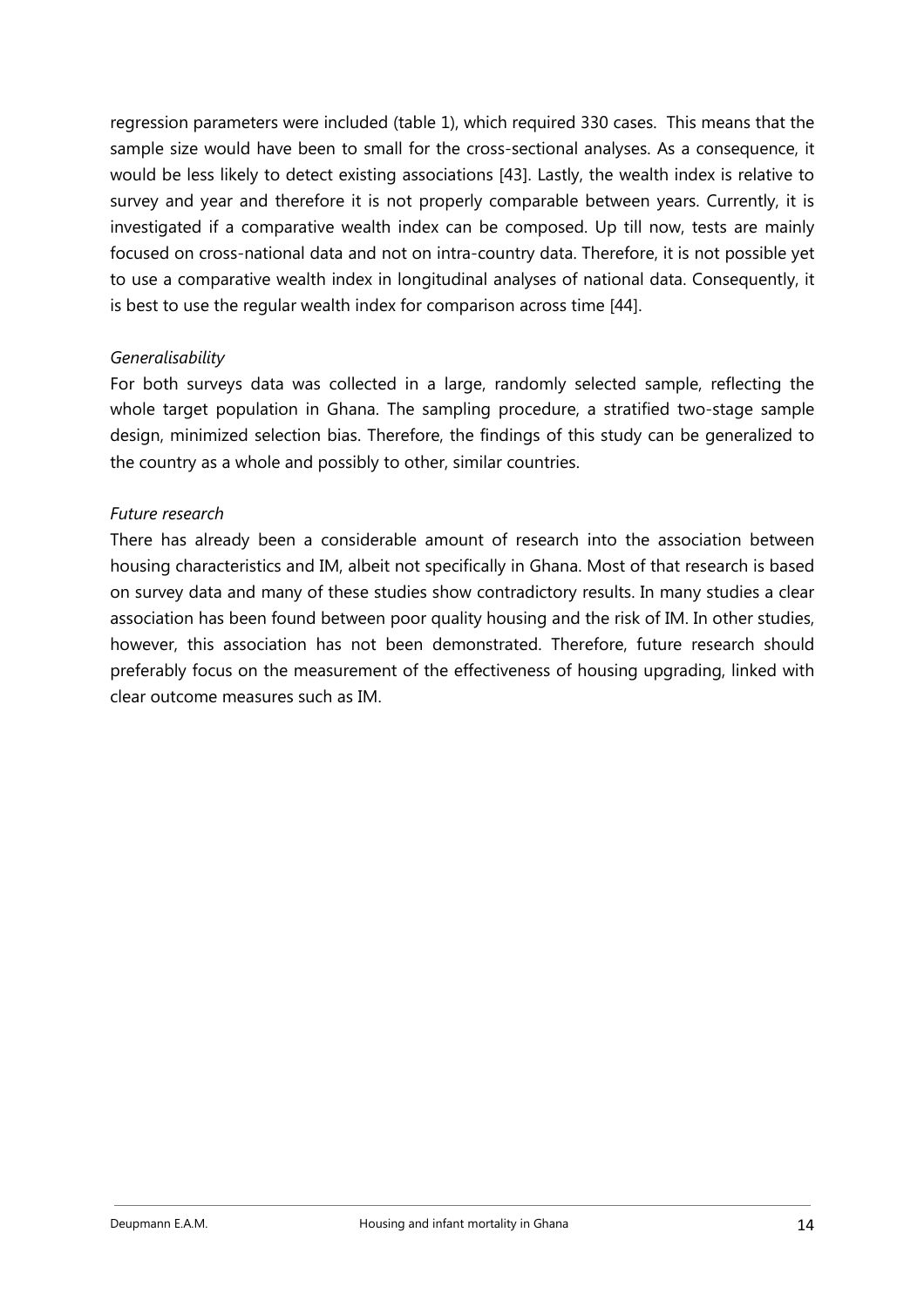regression parameters were included (table 1), which required 330 cases. This means that the sample size would have been to small for the cross-sectional analyses. As a consequence, it would be less likely to detect existing associations [43]. Lastly, the wealth index is relative to survey and year and therefore it is not properly comparable between years. Currently, it is investigated if a comparative wealth index can be composed. Up till now, tests are mainly focused on cross-national data and not on intra-country data. Therefore, it is not possible yet to use a comparative wealth index in longitudinal analyses of national data. Consequently, it is best to use the regular wealth index for comparison across time [44].

*Generalisability*

For both surveys data was collected in a large, randomly selected sample, reflecting the whole target population in Ghana. The sampling procedure, a stratified two-stage sample design, minimized selection bias. Therefore, the findings of this study can be generalized to the country as a whole and possibly to other, similar countries.

*Future research*

There has already been a considerable amount of research into the association between housing characteristics and IM, albeit not specifically in Ghana. Most of that research is based on survey data and many of these studies show contradictory results. In many studies a clear association has been found between poor quality housing and the risk of IM. In other studies, however, this association has not been demonstrated. Therefore, future research should preferably focus on the measurement of the effectiveness of housing upgrading, linked with clear outcome measures such as IM.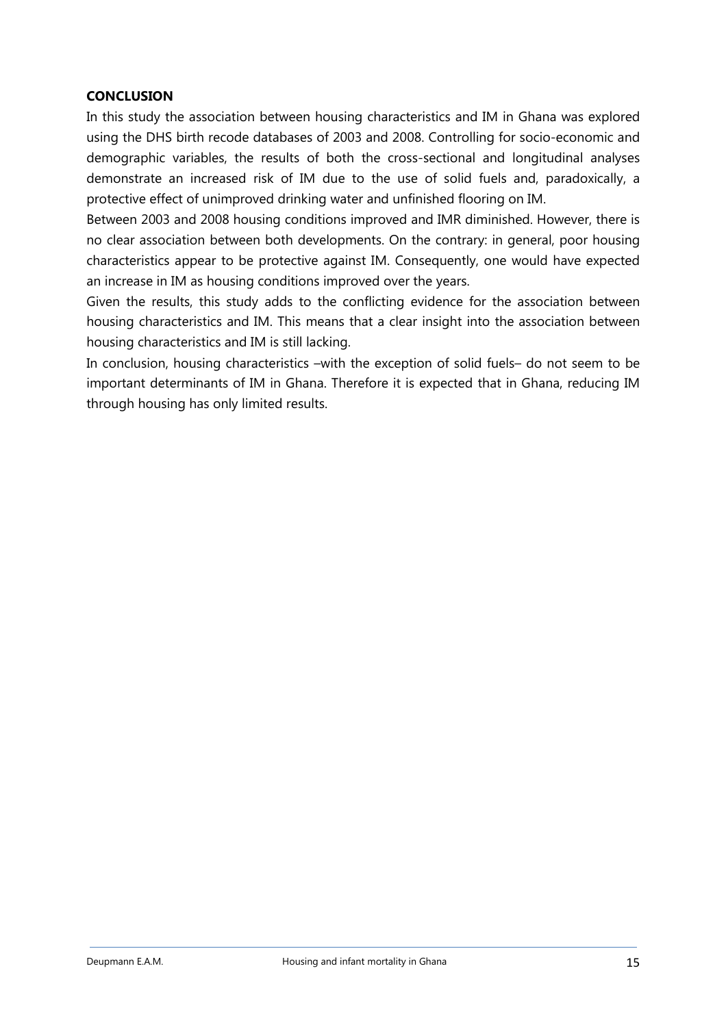**CONCLUSION**

In this study the association between housing characteristics and IM in Ghana was explored using the DHS birth recode databases of 2003 and 2008. Controlling for socio-economic and demographic variables, the results of both the cross-sectional and longitudinal analyses demonstrate an increased risk of IM due to the use of solid fuels and, paradoxically, a protective effect of unimproved drinking water and unfinished flooring on IM.

Between 2003 and 2008 housing conditions improved and IMR diminished. However, there is no clear association between both developments. On the contrary: in general, poor housing characteristics appear to be protective against IM. Consequently, one would have expected an increase in IM as housing conditions improved over the years.

Given the results, this study adds to the conflicting evidence for the association between housing characteristics and IM. This means that a clear insight into the association between housing characteristics and IM is still lacking.

In conclusion, housing characteristics –with the exception of solid fuels– do not seem to be important determinants of IM in Ghana. Therefore it is expected that in Ghana, reducing IM through housing has only limited results.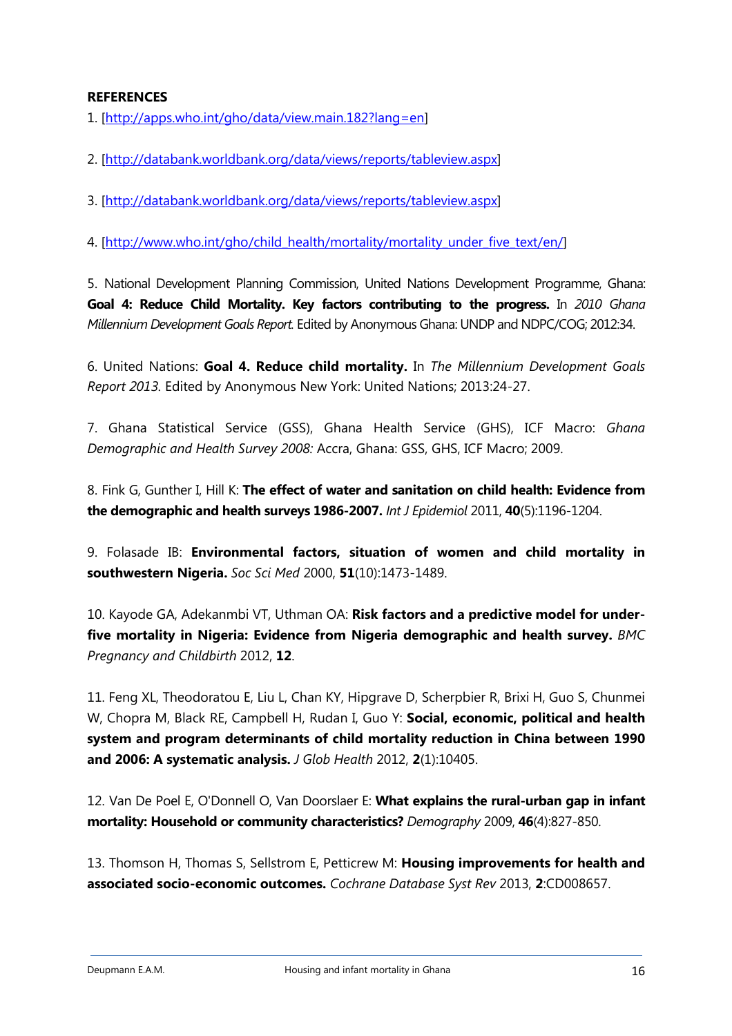**REFERENCES**

1. [http://apps.who.int/gho/data/view.main.182?lang=en]

2. [http://databank.worldbank.org/data/views/reports/tableview.aspx]

3. [http://databank.worldbank.org/data/views/reports/tableview.aspx]

4. [http://www.who.int/gho/child_health/mortality/mortality_under_five_text/en/]

5. National Development Planning Commission, United Nations Development Programme, Ghana: **Goal 4: Reduce Child Mortality. Key factors contributing to the progress.** In *2010 Ghana Millennium Development Goals Report.* Edited by Anonymous Ghana: UNDP and NDPC/COG; 2012:34.

6. United Nations: **Goal 4. Reduce child mortality.** In *The Millennium Development Goals Report 2013.* Edited by Anonymous New York: United Nations; 2013:24-27.

7. Ghana Statistical Service (GSS), Ghana Health Service (GHS), ICF Macro: *Ghana Demographic and Health Survey 2008:* Accra, Ghana: GSS, GHS, ICF Macro; 2009.

8. Fink G, Gunther I, Hill K: **The effect of water and sanitation on child health: Evidence from the demographic and health surveys 1986-2007.** *Int J Epidemiol* 2011, **40**(5):1196-1204.

9. Folasade IB: **Environmental factors, situation of women and child mortality in southwestern Nigeria.** *Soc Sci Med* 2000, **51**(10):1473-1489.

10. Kayode GA, Adekanmbi VT, Uthman OA: **Risk factors and a predictive model for under-five mortality in Nigeria: Evidence from Nigeria demographic and health survey.** *BMC Pregnancy and Childbirth* 2012, **12**.

11. Feng XL, Theodoratou E, Liu L, Chan KY, Hipgrave D, Scherpbier R, Brixi H, Guo S, Chunmei W, Chopra M, Black RE, Campbell H, Rudan I, Guo Y: **Social, economic, political and health system and program determinants of child mortality reduction in China between 1990 and 2006: A systematic analysis.** *J Glob Health* 2012, **2**(1):10405.

12. Van De Poel E, O'Donnell O, Van Doorslaer E: **What explains the rural-urban gap in infant mortality: Household or community characteristics?** *Demography* 2009, **46**(4):827-850.

13. Thomson H, Thomas S, Sellstrom E, Petticrew M: **Housing improvements for health and associated socio-economic outcomes.** *Cochrane Database Syst Rev* 2013, **2**:CD008657.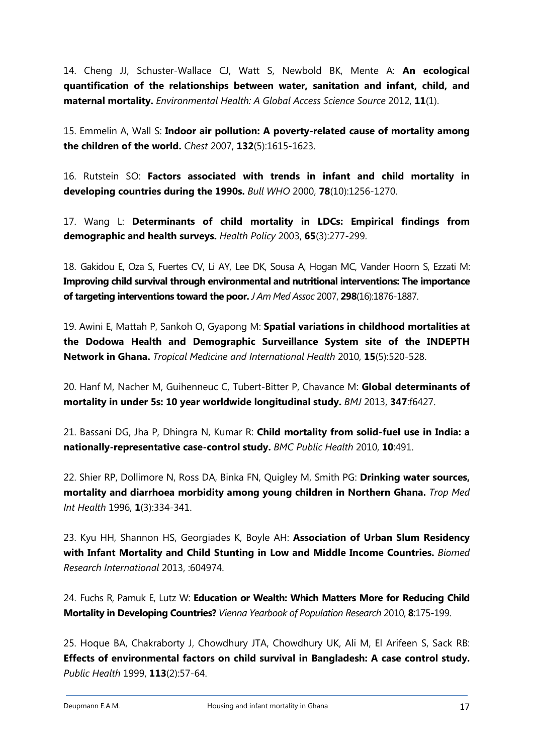14. Cheng JJ, Schuster-Wallace CJ, Watt S, Newbold BK, Mente A: **An ecological quantification of the relationships between water, sanitation and infant, child, and maternal mortality.** *Environmental Health: A Global Access Science Source* 2012, **11**(1).

15. Emmelin A, Wall S: **Indoor air pollution: A poverty-related cause of mortality among the children of the world.** *Chest* 2007, **132**(5):1615-1623.

16. Rutstein SO: **Factors associated with trends in infant and child mortality in developing countries during the 1990s.** *Bull WHO* 2000, **78**(10):1256-1270.

17. Wang L: **Determinants of child mortality in LDCs: Empirical findings from demographic and health surveys.** *Health Policy* 2003, **65**(3):277-299.

18. Gakidou E, Oza S, Fuertes CV, Li AY, Lee DK, Sousa A, Hogan MC, Vander Hoorn S, Ezzati M: **Improving child survival through environmental and nutritional interventions: The importance of targeting interventions toward the poor.** *J Am Med Assoc* 2007, **298**(16):1876-1887.

19. Awini E, Mattah P, Sankoh O, Gyapong M: **Spatial variations in childhood mortalities at the Dodowa Health and Demographic Surveillance System site of the INDEPTH Network in Ghana.** *Tropical Medicine and International Health* 2010, **15**(5):520-528.

20. Hanf M, Nacher M, Guihenneuc C, Tubert-Bitter P, Chavance M: **Global determinants of mortality in under 5s: 10 year worldwide longitudinal study.** *BMJ* 2013, **347**:f6427.

21. Bassani DG, Jha P, Dhingra N, Kumar R: **Child mortality from solid-fuel use in India: a nationally-representative case-control study.** *BMC Public Health* 2010, **10**:491.

22. Shier RP, Dollimore N, Ross DA, Binka FN, Quigley M, Smith PG: **Drinking water sources, mortality and diarrhoea morbidity among young children in Northern Ghana.** *Trop Med Int Health* 1996, **1**(3):334-341.

23. Kyu HH, Shannon HS, Georgiades K, Boyle AH: **Association of Urban Slum Residency with Infant Mortality and Child Stunting in Low and Middle Income Countries.** *Biomed Research International* 2013, :604974.

24. Fuchs R, Pamuk E, Lutz W: **Education or Wealth: Which Matters More for Reducing Child Mortality in Developing Countries?** *Vienna Yearbook of Population Research* 2010, **8**:175-199.

25. Hoque BA, Chakraborty J, Chowdhury JTA, Chowdhury UK, Ali M, El Arifeen S, Sack RB: **Effects of environmental factors on child survival in Bangladesh: A case control study.** *Public Health* 1999, **113**(2):57-64.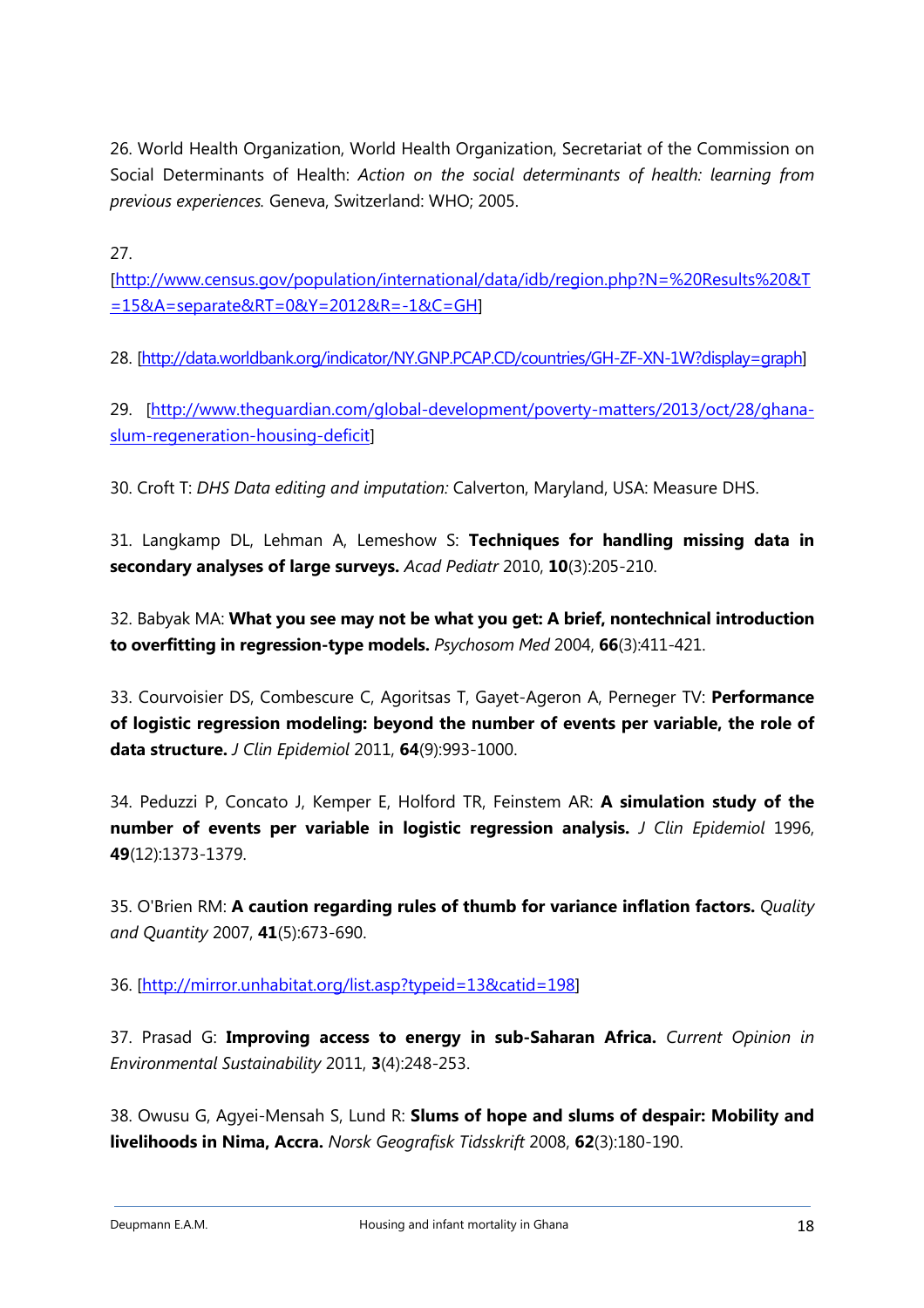26. World Health Organization, World Health Organization, Secretariat of the Commission on Social Determinants of Health: *Action on the social determinants of health: learning from previous experiences*. Geneva, Switzerland: WHO; 2005.

27. [http://www.census.gov/population/international/data/idb/region.php?N=%20Results%20&T=15&A=separate&RT=0&Y=2012&R=-1&C=GH]

28. [http://data.worldbank.org/indicator/NY.GNP.PCAP.CD/countries/GH-ZF-XN-1W?display=graph]

29. [http://www.theguardian.com/global-development/poverty-matters/2013/oct/28/ghana-slum-regeneration-housing-deficit]

30. Croft T: *DHS Data editing and imputation:* Calverton, Maryland, USA: Measure DHS.

31. Langkamp DL, Lehman A, Lemeshow S: **Techniques for handling missing data in secondary analyses of large surveys.** *Acad Pediatr* 2010, **10**(3):205-210.

32. Babyak MA: **What you see may not be what you get: A brief, nontechnical introduction to overfitting in regression-type models.** *Psychosom Med* 2004, **66**(3):411-421.

33. Courvoisier DS, Combescure C, Agoritsas T, Gayet-Ageron A, Perneger TV: **Performance of logistic regression modeling: beyond the number of events per variable, the role of data structure.** *J Clin Epidemiol* 2011, **64**(9):993-1000.

34. Peduzzi P, Concato J, Kemper E, Holford TR, Feinstem AR: **A simulation study of the number of events per variable in logistic regression analysis.** *J Clin Epidemiol* 1996, **49**(12):1373-1379.

35. O'Brien RM: **A caution regarding rules of thumb for variance inflation factors.** *Quality and Quantity* 2007, **41**(5):673-690.

36. [http://mirror.unhabitat.org/list.asp?typeid=13&catid=198]

37. Prasad G: **Improving access to energy in sub-Saharan Africa.** *Current Opinion in Environmental Sustainability* 2011, **3**(4):248-253.

38. Owusu G, Agyei-Mensah S, Lund R: **Slums of hope and slums of despair: Mobility and livelihoods in Nima, Accra.** *Norsk Geografisk Tidsskrift* 2008, **62**(3):180-190.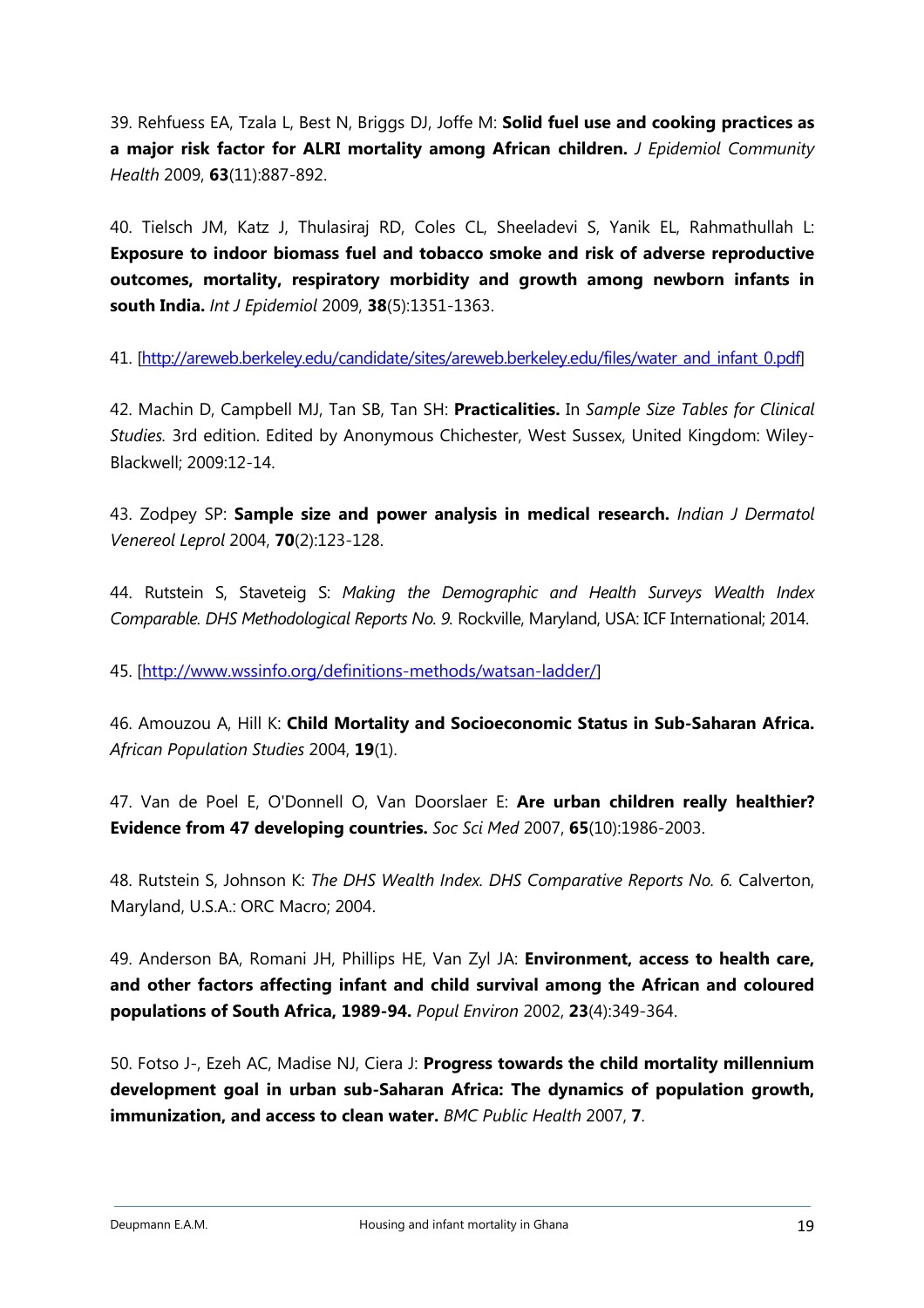39. Rehfuess EA, Tzala L, Best N, Briggs DJ, Joffe M: **Solid fuel use and cooking practices as a major risk factor for ALRI mortality among African children.** *J Epidemiol Community Health* 2009, **63**(11):887-892.

40. Tielsch JM, Katz J, Thulasiraj RD, Coles CL, Sheeladevi S, Yanik EL, Rahmathullah L: **Exposure to indoor biomass fuel and tobacco smoke and risk of adverse reproductive outcomes, mortality, respiratory morbidity and growth among newborn infants in south India.** *Int J Epidemiol* 2009, **38**(5):1351-1363.

41. [http://areweb.berkeley.edu/candidate/sites/areweb.berkeley.edu/files/water_and_infant_0.pdf]

42. Machin D, Campbell MJ, Tan SB, Tan SH: **Practicalities.** In *Sample Size Tables for Clinical Studies.* 3rd edition. Edited by Anonymous Chichester, West Sussex, United Kingdom: Wiley-Blackwell; 2009:12-14.

43. Zodpey SP: **Sample size and power analysis in medical research.** *Indian J Dermatol Venereol Leprol* 2004, **70**(2):123-128.

44. Rutstein S, Staveteig S: *Making the Demographic and Health Surveys Wealth Index Comparable. DHS Methodological Reports No. 9.* Rockville, Maryland, USA: ICF International; 2014.

45. [http://www.wssinfo.org/definitions-methods/watsan-ladder/]

46. Amouzou A, Hill K: **Child Mortality and Socioeconomic Status in Sub-Saharan Africa.** *African Population Studies* 2004, **19**(1).

47. Van de Poel E, O'Donnell O, Van Doorslaer E: **Are urban children really healthier? Evidence from 47 developing countries.** *Soc Sci Med* 2007, **65**(10):1986-2003.

48. Rutstein S, Johnson K: *The DHS Wealth Index. DHS Comparative Reports No. 6.* Calverton, Maryland, U.S.A.: ORC Macro; 2004.

49. Anderson BA, Romani JH, Phillips HE, Van Zyl JA: **Environment, access to health care, and other factors affecting infant and child survival among the African and coloured populations of South Africa, 1989-94.** *Popul Environ* 2002, **23**(4):349-364.

50. Fotso J-, Ezeh AC, Madise NJ, Ciera J: **Progress towards the child mortality millennium development goal in urban sub-Saharan Africa: The dynamics of population growth, immunization, and access to clean water.** *BMC Public Health* 2007, **7**.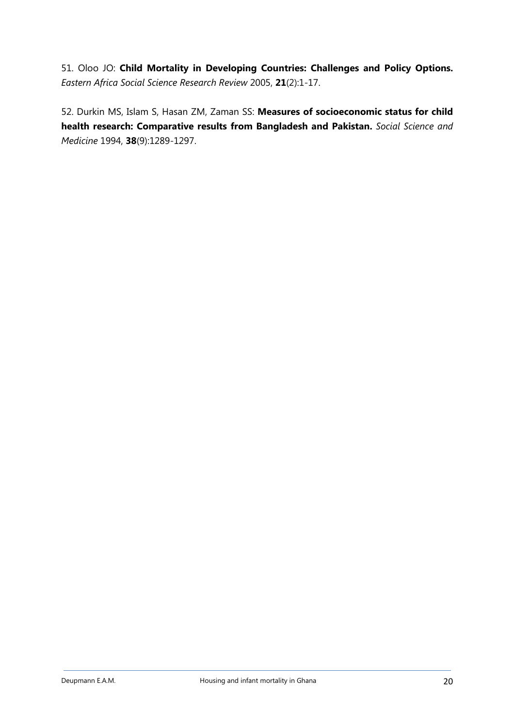51. Oloo JO: **Child Mortality in Developing Countries: Challenges and Policy Options.** *Eastern Africa Social Science Research Review* 2005, **21**(2):1-17.

52. Durkin MS, Islam S, Hasan ZM, Zaman SS: **Measures of socioeconomic status for child health research: Comparative results from Bangladesh and Pakistan.** *Social Science and Medicine* 1994, **38**(9):1289-1297.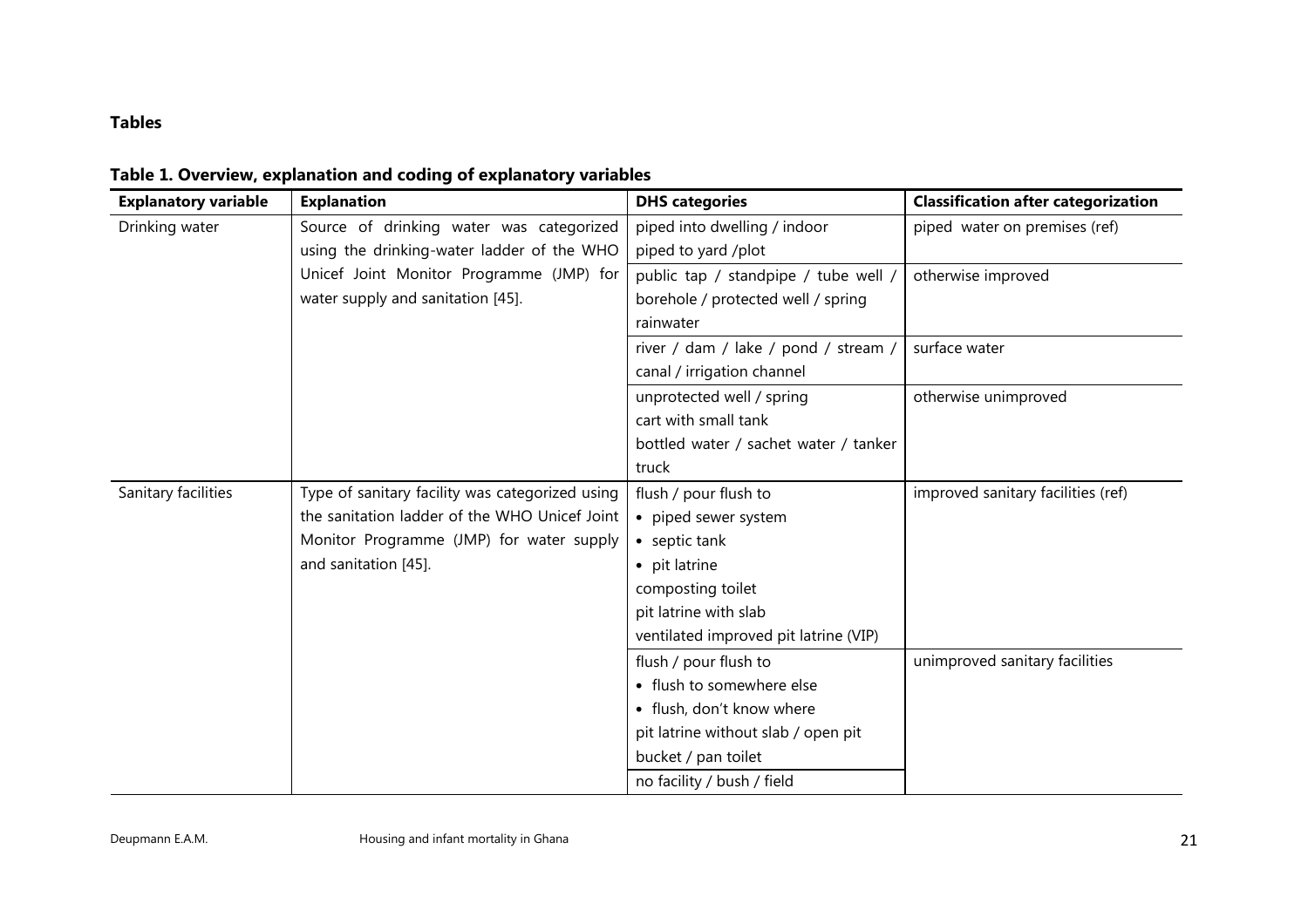## Tables

**Table 1. Overview, explanation and coding of explanatory variables**

| Explanatory variable | Explanation | DHS categories | Classification after categorization |
|---|---|---|---|
| Drinking water | Source of drinking water was categorized using the drinking-water ladder of the WHO Unicef Joint Monitor Programme (JMP) for water supply and sanitation [45]. | piped into dwelling / indoor<br>piped to yard /plot | piped water on premises (ref) |
| | | public tap / standpipe / tube well / borehole / protected well / spring<br>rainwater | otherwise improved |
| | | river / dam / lake / pond / stream / canal / irrigation channel | surface water |
| | | unprotected well / spring<br>cart with small tank<br>bottled water / sachet water / tanker truck | otherwise unimproved |
| Sanitary facilities | Type of sanitary facility was categorized using the sanitation ladder of the WHO Unicef Joint Monitor Programme (JMP) for water supply and sanitation [45]. | flush / pour flush to<br>• piped sewer system<br>• septic tank<br>• pit latrine<br>composting toilet<br>pit latrine with slab<br>ventilated improved pit latrine (VIP) | improved sanitary facilities (ref) |
| | | flush / pour flush to<br>• flush to somewhere else<br>• flush, don't know where<br>pit latrine without slab / open pit<br>bucket / pan toilet | unimproved sanitary facilities |
| | | no facility / bush / field | |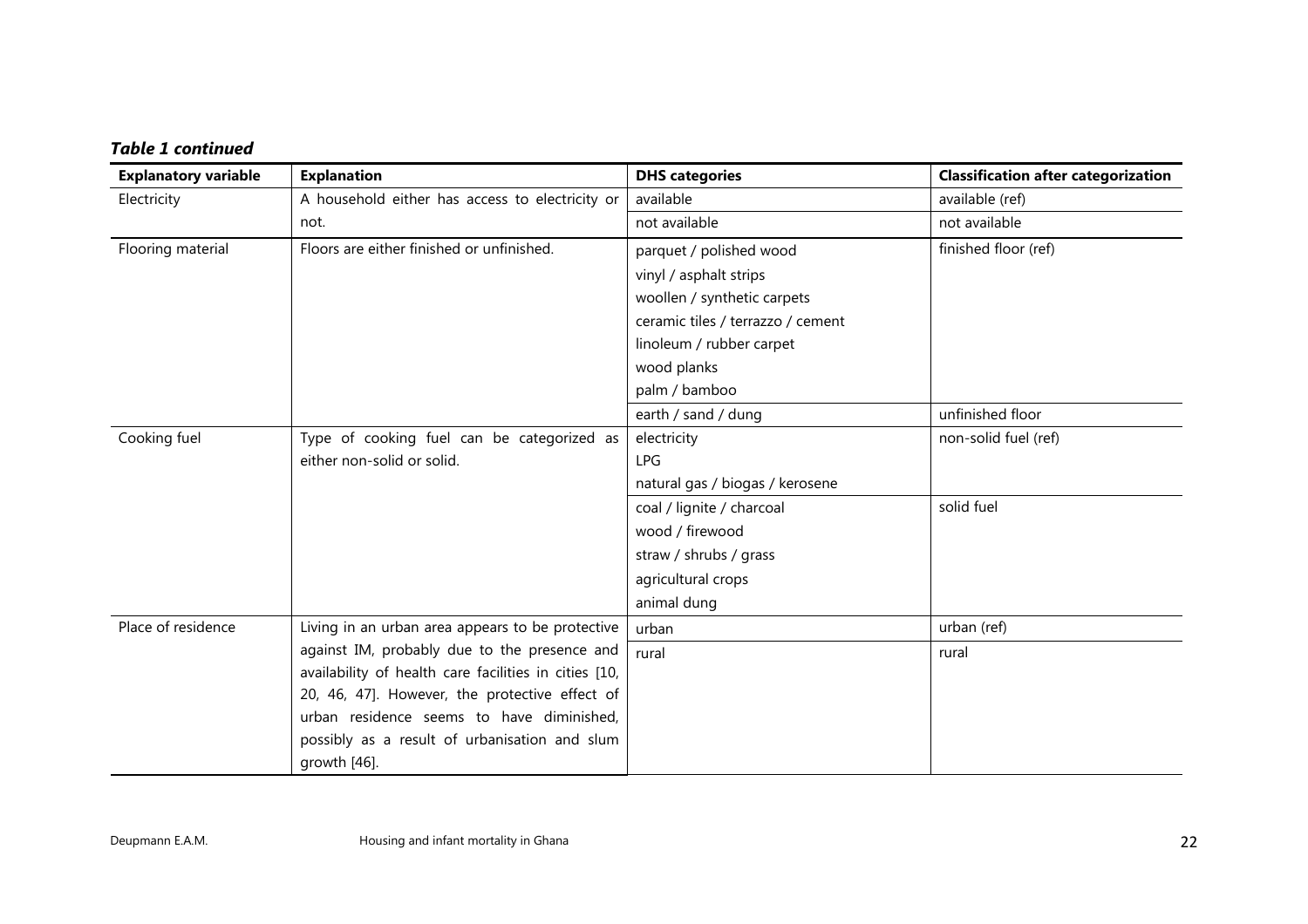***Table 1 continued***

| Explanatory variable | Explanation | DHS categories | Classification after categorization |
|---|---|---|---|
| Electricity | A household either has access to electricity or not. | available | available (ref) |
| | | not available | not available |
| Flooring material | Floors are either finished or unfinished. | parquet / polished wood<br>vinyl / asphalt strips<br>woollen / synthetic carpets<br>ceramic tiles / terrazzo / cement<br>linoleum / rubber carpet<br>wood planks<br>palm / bamboo | finished floor (ref) |
| | | earth / sand / dung | unfinished floor |
| Cooking fuel | Type of cooking fuel can be categorized as either non-solid or solid. | electricity<br>LPG<br>natural gas / biogas / kerosene | non-solid fuel (ref) |
| | | coal / lignite / charcoal<br>wood / firewood<br>straw / shrubs / grass<br>agricultural crops<br>animal dung | solid fuel |
| Place of residence | Living in an urban area appears to be protective against IM, probably due to the presence and availability of health care facilities in cities [10, 20, 46, 47]. However, the protective effect of urban residence seems to have diminished, possibly as a result of urbanisation and slum growth [46]. | urban | urban (ref) |
| | | rural | rural |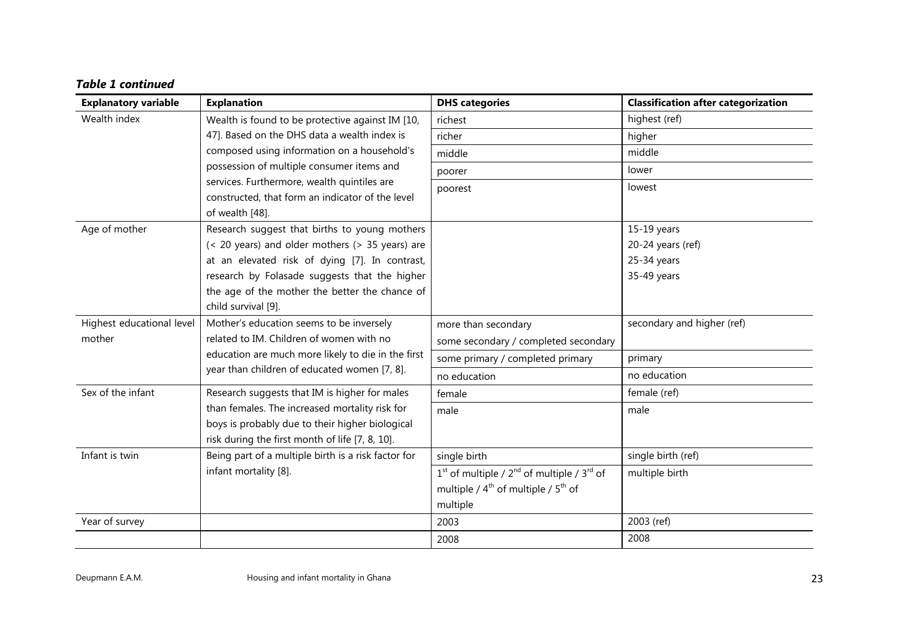***Table 1 continued***

| Explanatory variable | Explanation | DHS categories | Classification after categorization |
|---|---|---|---|
| Wealth index | Wealth is found to be protective against IM [10, 47]. Based on the DHS data a wealth index is composed using information on a household's possession of multiple consumer items and services. Furthermore, wealth quintiles are constructed, that form an indicator of the level of wealth [48]. | richest | highest (ref) |
| | | richer | higher |
| | | middle | middle |
| | | poorer | lower |
| | | poorest | lowest |
| Age of mother | Research suggest that births to young mothers (< 20 years) and older mothers (> 35 years) are at an elevated risk of dying [7]. In contrast, research by Folasade suggests that the higher the age of the mother the better the chance of child survival [9]. | | 15-19 years<br>20-24 years (ref)<br>25-34 years<br>35-49 years |
| Highest educational level mother | Mother's education seems to be inversely related to IM. Children of women with no education are much more likely to die in the first year than children of educated women [7, 8]. | more than secondary<br>some secondary / completed secondary | secondary and higher (ref) |
| | | some primary / completed primary | primary |
| | | no education | no education |
| Sex of the infant | Research suggests that IM is higher for males than females. The increased mortality risk for boys is probably due to their higher biological risk during the first month of life [7, 8, 10]. | female | female (ref) |
| | | male | male |
| Infant is twin | Being part of a multiple birth is a risk factor for infant mortality [8]. | single birth | single birth (ref) |
| | | 1st of multiple / 2nd of multiple / 3rd of multiple / 4th of multiple / 5th of multiple | multiple birth |
| Year of survey | | 2003 | 2003 (ref) |
| | | 2008 | 2008 |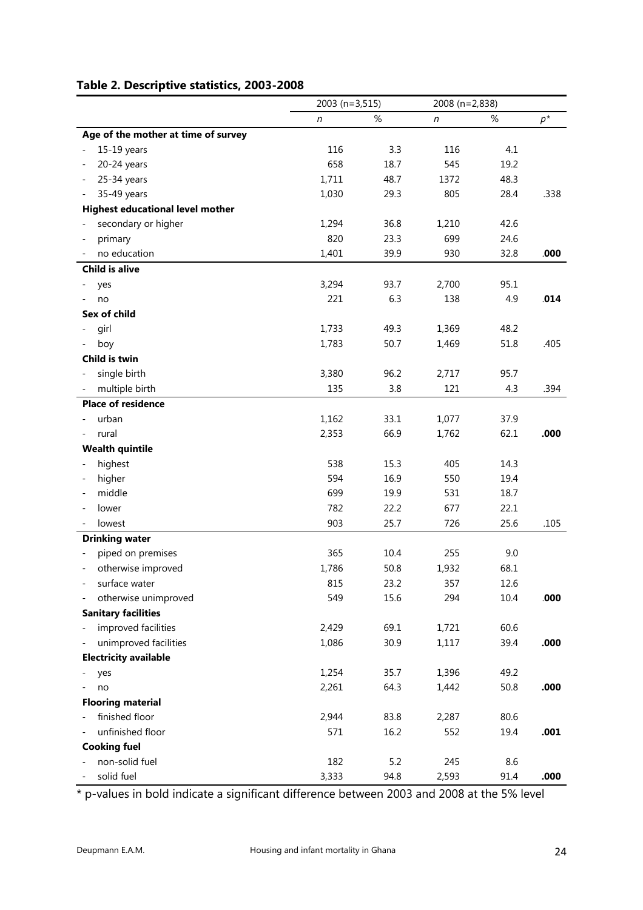## Table 2. Descriptive statistics, 2003-2008

| | 2003 (n=3,515) | | 2008 (n=2,838) | | |
|---|---|---|---|---|---|
| | *n* | % | *n* | % | *p\** |
| **Age of the mother at time of survey** | | | | | |
| - 15-19 years | 116 | 3.3 | 116 | 4.1 | |
| - 20-24 years | 658 | 18.7 | 545 | 19.2 | |
| - 25-34 years | 1,711 | 48.7 | 1372 | 48.3 | |
| - 35-49 years | 1,030 | 29.3 | 805 | 28.4 | .338 |
| **Highest educational level mother** | | | | | |
| - secondary or higher | 1,294 | 36.8 | 1,210 | 42.6 | |
| - primary | 820 | 23.3 | 699 | 24.6 | |
| - no education | 1,401 | 39.9 | 930 | 32.8 | **.000** |
| **Child is alive** | | | | | |
| - yes | 3,294 | 93.7 | 2,700 | 95.1 | |
| - no | 221 | 6.3 | 138 | 4.9 | **.014** |
| **Sex of child** | | | | | |
| - girl | 1,733 | 49.3 | 1,369 | 48.2 | |
| - boy | 1,783 | 50.7 | 1,469 | 51.8 | .405 |
| **Child is twin** | | | | | |
| - single birth | 3,380 | 96.2 | 2,717 | 95.7 | |
| - multiple birth | 135 | 3.8 | 121 | 4.3 | .394 |
| **Place of residence** | | | | | |
| - urban | 1,162 | 33.1 | 1,077 | 37.9 | |
| - rural | 2,353 | 66.9 | 1,762 | 62.1 | **.000** |
| **Wealth quintile** | | | | | |
| - highest | 538 | 15.3 | 405 | 14.3 | |
| - higher | 594 | 16.9 | 550 | 19.4 | |
| - middle | 699 | 19.9 | 531 | 18.7 | |
| - lower | 782 | 22.2 | 677 | 22.1 | |
| - lowest | 903 | 25.7 | 726 | 25.6 | .105 |
| **Drinking water** | | | | | |
| - piped on premises | 365 | 10.4 | 255 | 9.0 | |
| - otherwise improved | 1,786 | 50.8 | 1,932 | 68.1 | |
| - surface water | 815 | 23.2 | 357 | 12.6 | |
| - otherwise unimproved | 549 | 15.6 | 294 | 10.4 | **.000** |
| **Sanitary facilities** | | | | | |
| - improved facilities | 2,429 | 69.1 | 1,721 | 60.6 | |
| - unimproved facilities | 1,086 | 30.9 | 1,117 | 39.4 | **.000** |
| **Electricity available** | | | | | |
| - yes | 1,254 | 35.7 | 1,396 | 49.2 | |
| - no | 2,261 | 64.3 | 1,442 | 50.8 | **.000** |
| **Flooring material** | | | | | |
| - finished floor | 2,944 | 83.8 | 2,287 | 80.6 | |
| - unfinished floor | 571 | 16.2 | 552 | 19.4 | **.001** |
| **Cooking fuel** | | | | | |
| - non-solid fuel | 182 | 5.2 | 245 | 8.6 | |
| - solid fuel | 3,333 | 94.8 | 2,593 | 91.4 | **.000** |

\* p-values in bold indicate a significant difference between 2003 and 2008 at the 5% level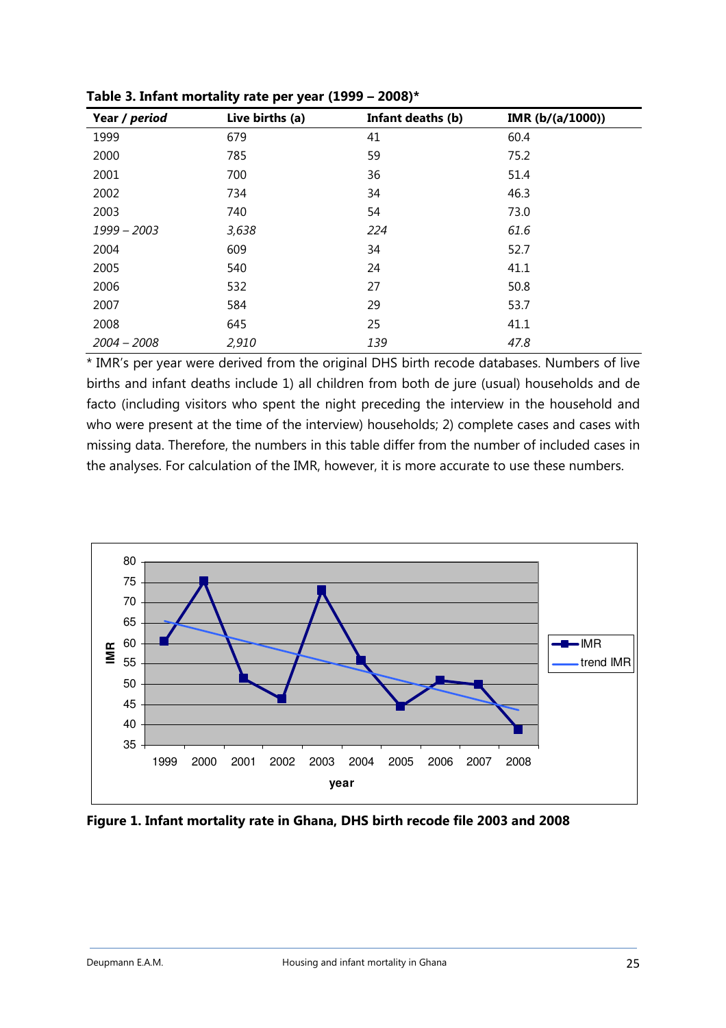**Table 3. Infant mortality rate per year (1999 – 2008)***

| Year / *period* | Live births (a) | Infant deaths (b) | IMR (b/(a/1000)) |
|---|---|---|---|
| 1999 | 679 | 41 | 60.4 |
| 2000 | 785 | 59 | 75.2 |
| 2001 | 700 | 36 | 51.4 |
| 2002 | 734 | 34 | 46.3 |
| 2003 | 740 | 54 | 73.0 |
| *1999 – 2003* | *3,638* | *224* | *61.6* |
| 2004 | 609 | 34 | 52.7 |
| 2005 | 540 | 24 | 41.1 |
| 2006 | 532 | 27 | 50.8 |
| 2007 | 584 | 29 | 53.7 |
| 2008 | 645 | 25 | 41.1 |
| *2004 – 2008* | *2,910* | *139* | *47.8* |

* IMR's per year were derived from the original DHS birth recode databases. Numbers of live births and infant deaths include 1) all children from both de jure (usual) households and de facto (including visitors who spent the night preceding the interview in the household and who were present at the time of the interview) households; 2) complete cases and cases with missing data. Therefore, the numbers in this table differ from the number of included cases in the analyses. For calculation of the IMR, however, it is more accurate to use these numbers.

**Figure 1. Infant mortality rate in Ghana, DHS birth recode file 2003 and 2008**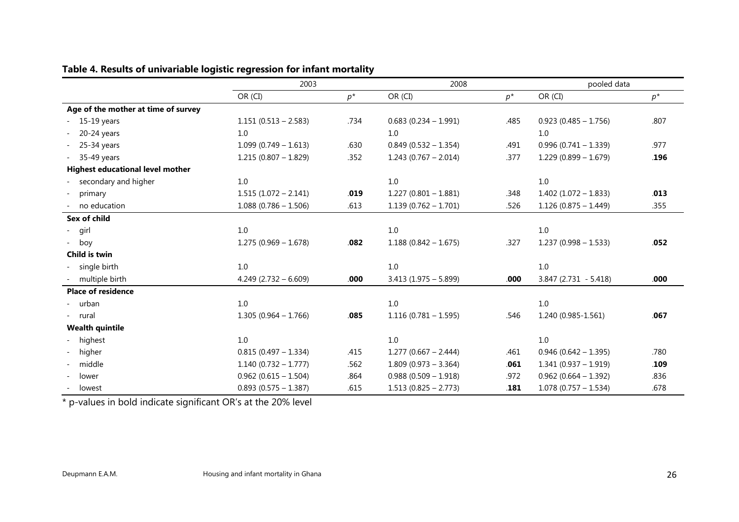**Table 4. Results of univariable logistic regression for infant mortality**

| | 2003 | | 2008 | | pooled data | |
|---|---|---|---|---|---|---|
| | OR (CI) | $p^*$ | OR (CI) | $p^*$ | OR (CI) | $p^*$ |
| **Age of the mother at time of survey** | | | | | | |
| - 15-19 years | 1.151 (0.513 – 2.583) | .734 | 0.683 (0.234 – 1.991) | .485 | 0.923 (0.485 – 1.756) | .807 |
| - 20-24 years | 1.0 | | 1.0 | | 1.0 | |
| - 25-34 years | 1.099 (0.749 – 1.613) | .630 | 0.849 (0.532 – 1.354) | .491 | 0.996 (0.741 – 1.339) | .977 |
| - 35-49 years | 1.215 (0.807 – 1.829) | .352 | 1.243 (0.767 – 2.014) | .377 | 1.229 (0.899 – 1.679) | **.196** |
| **Highest educational level mother** | | | | | | |
| - secondary and higher | 1.0 | | 1.0 | | 1.0 | |
| - primary | 1.515 (1.072 – 2.141) | **.019** | 1.227 (0.801 – 1.881) | .348 | 1.402 (1.072 – 1.833) | **.013** |
| - no education | 1.088 (0.786 – 1.506) | .613 | 1.139 (0.762 – 1.701) | .526 | 1.126 (0.875 – 1.449) | .355 |
| **Sex of child** | | | | | | |
| - girl | 1.0 | | 1.0 | | 1.0 | |
| - boy | 1.275 (0.969 – 1.678) | **.082** | 1.188 (0.842 – 1.675) | .327 | 1.237 (0.998 – 1.533) | **.052** |
| **Child is twin** | | | | | | |
| - single birth | 1.0 | | 1.0 | | 1.0 | |
| - multiple birth | 4.249 (2.732 – 6.609) | **.000** | 3.413 (1.975 – 5.899) | **.000** | 3.847 (2.731 - 5.418) | **.000** |
| **Place of residence** | | | | | | |
| - urban | 1.0 | | 1.0 | | 1.0 | |
| - rural | 1.305 (0.964 – 1.766) | **.085** | 1.116 (0.781 – 1.595) | .546 | 1.240 (0.985-1.561) | **.067** |
| **Wealth quintile** | | | | | | |
| - highest | 1.0 | | 1.0 | | 1.0 | |
| - higher | 0.815 (0.497 – 1.334) | .415 | 1.277 (0.667 – 2.444) | .461 | 0.946 (0.642 – 1.395) | .780 |
| - middle | 1.140 (0.732 – 1.777) | .562 | 1.809 (0.973 – 3.364) | **.061** | 1.341 (0.937 – 1.919) | **.109** |
| - lower | 0.962 (0.615 – 1.504) | .864 | 0.988 (0.509 – 1.918) | .972 | 0.962 (0.664 – 1.392) | .836 |
| - lowest | 0.893 (0.575 – 1.387) | .615 | 1.513 (0.825 – 2.773) | **.181** | 1.078 (0.757 – 1.534) | .678 |

\* p-values in bold indicate significant OR's at the 20% level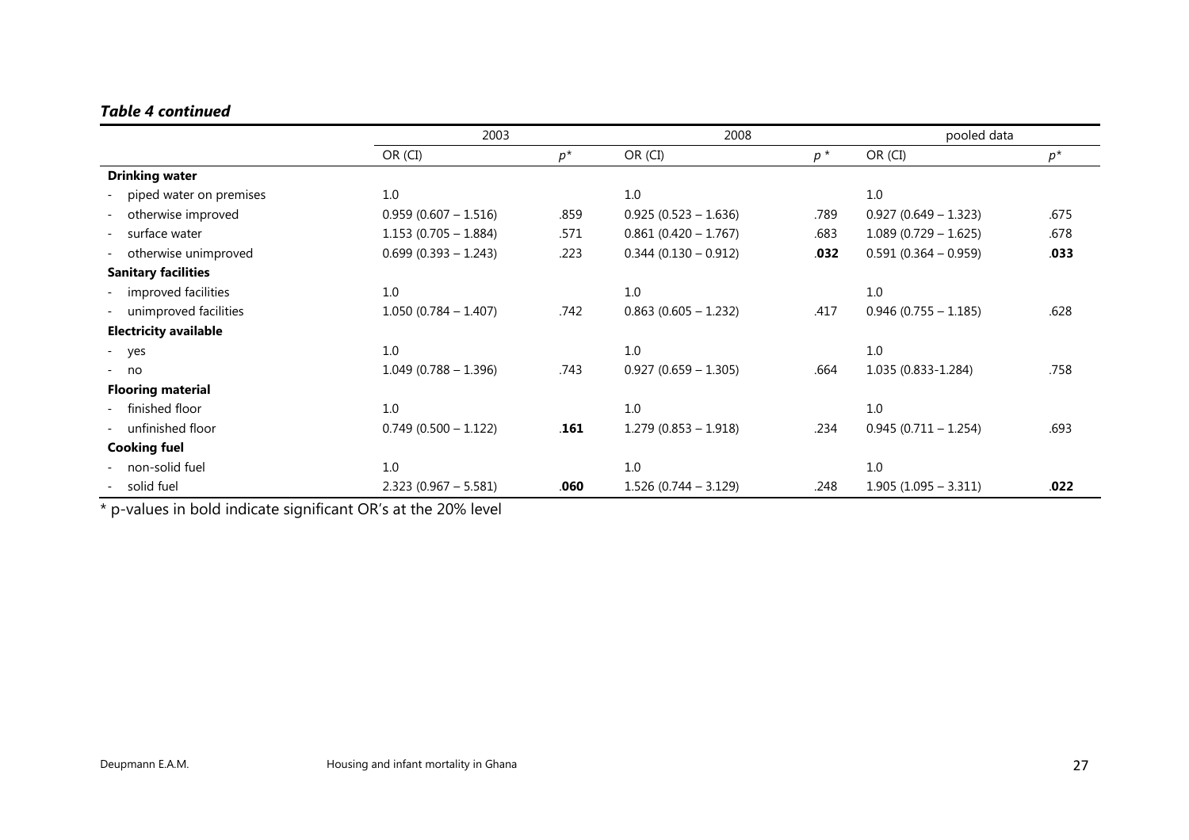### *Table 4 continued*

| | 2003 | | 2008 | | pooled data | |
|---|---|---|---|---|---|---|
| | OR (CI) | *p** | OR (CI) | *p* * | OR (CI) | *p** |
| **Drinking water** | | | | | | |
| - piped water on premises | 1.0 | | 1.0 | | 1.0 | |
| - otherwise improved | 0.959 (0.607 – 1.516) | .859 | 0.925 (0.523 – 1.636) | .789 | 0.927 (0.649 – 1.323) | .675 |
| - surface water | 1.153 (0.705 – 1.884) | .571 | 0.861 (0.420 – 1.767) | .683 | 1.089 (0.729 – 1.625) | .678 |
| - otherwise unimproved | 0.699 (0.393 – 1.243) | .223 | 0.344 (0.130 – 0.912) | **.032** | 0.591 (0.364 – 0.959) | **.033** |
| **Sanitary facilities** | | | | | | |
| - improved facilities | 1.0 | | 1.0 | | 1.0 | |
| - unimproved facilities | 1.050 (0.784 – 1.407) | .742 | 0.863 (0.605 – 1.232) | .417 | 0.946 (0.755 – 1.185) | .628 |
| **Electricity available** | | | | | | |
| - yes | 1.0 | | 1.0 | | 1.0 | |
| - no | 1.049 (0.788 – 1.396) | .743 | 0.927 (0.659 – 1.305) | .664 | 1.035 (0.833-1.284) | .758 |
| **Flooring material** | | | | | | |
| - finished floor | 1.0 | | 1.0 | | 1.0 | |
| - unfinished floor | 0.749 (0.500 – 1.122) | **.161** | 1.279 (0.853 – 1.918) | .234 | 0.945 (0.711 – 1.254) | .693 |
| **Cooking fuel** | | | | | | |
| - non-solid fuel | 1.0 | | 1.0 | | 1.0 | |
| - solid fuel | 2.323 (0.967 – 5.581) | **.060** | 1.526 (0.744 – 3.129) | .248 | 1.905 (1.095 – 3.311) | **.022** |

* p-values in bold indicate significant OR's at the 20% level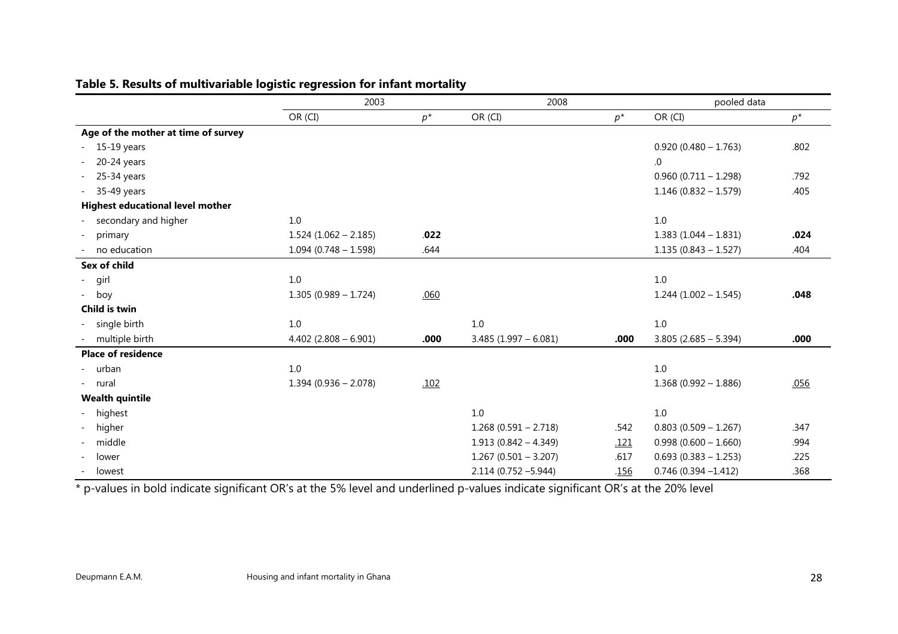## Table 5. Results of multivariable logistic regression for infant mortality

| | 2003 | | 2008 | | pooled data | |
|---|---|---|---|---|---|---|
| | OR (CI) | *p** | OR (CI) | *p** | OR (CI) | *p** |
| **Age of the mother at time of survey** | | | | | | |
| - 15-19 years | | | | | 0.920 (0.480 – 1.763) | .802 |
| - 20-24 years | | | | | .0 | |
| - 25-34 years | | | | | 0.960 (0.711 – 1.298) | .792 |
| - 35-49 years | | | | | 1.146 (0.832 – 1.579) | .405 |
| **Highest educational level mother** | | | | | | |
| - secondary and higher | 1.0 | | | | 1.0 | |
| - primary | 1.524 (1.062 – 2.185) | **.022** | | | 1.383 (1.044 – 1.831) | **.024** |
| - no education | 1.094 (0.748 – 1.598) | .644 | | | 1.135 (0.843 – 1.527) | .404 |
| **Sex of child** | | | | | | |
| - girl | 1.0 | | | | 1.0 | |
| - boy | 1.305 (0.989 – 1.724) | <u>.060</u> | | | 1.244 (1.002 – 1.545) | **.048** |
| **Child is twin** | | | | | | |
| - single birth | 1.0 | | 1.0 | | 1.0 | |
| - multiple birth | 4.402 (2.808 – 6.901) | **.000** | 3.485 (1.997 – 6.081) | **.000** | 3.805 (2.685 – 5.394) | **.000** |
| **Place of residence** | | | | | | |
| - urban | 1.0 | | | | 1.0 | |
| - rural | 1.394 (0.936 – 2.078) | <u>.102</u> | | | 1.368 (0.992 – 1.886) | <u>.056</u> |
| **Wealth quintile** | | | | | | |
| - highest | | | 1.0 | | 1.0 | |
| - higher | | | 1.268 (0.591 – 2.718) | .542 | 0.803 (0.509 – 1.267) | .347 |
| - middle | | | 1.913 (0.842 – 4.349) | <u>.121</u> | 0.998 (0.600 – 1.660) | .994 |
| - lower | | | 1.267 (0.501 – 3.207) | .617 | 0.693 (0.383 – 1.253) | .225 |
| - lowest | | | 2.114 (0.752 –5.944) | <u>.156</u> | 0.746 (0.394 –1.412) | .368 |

\* p-values in bold indicate significant OR's at the 5% level and underlined p-values indicate significant OR's at the 20% level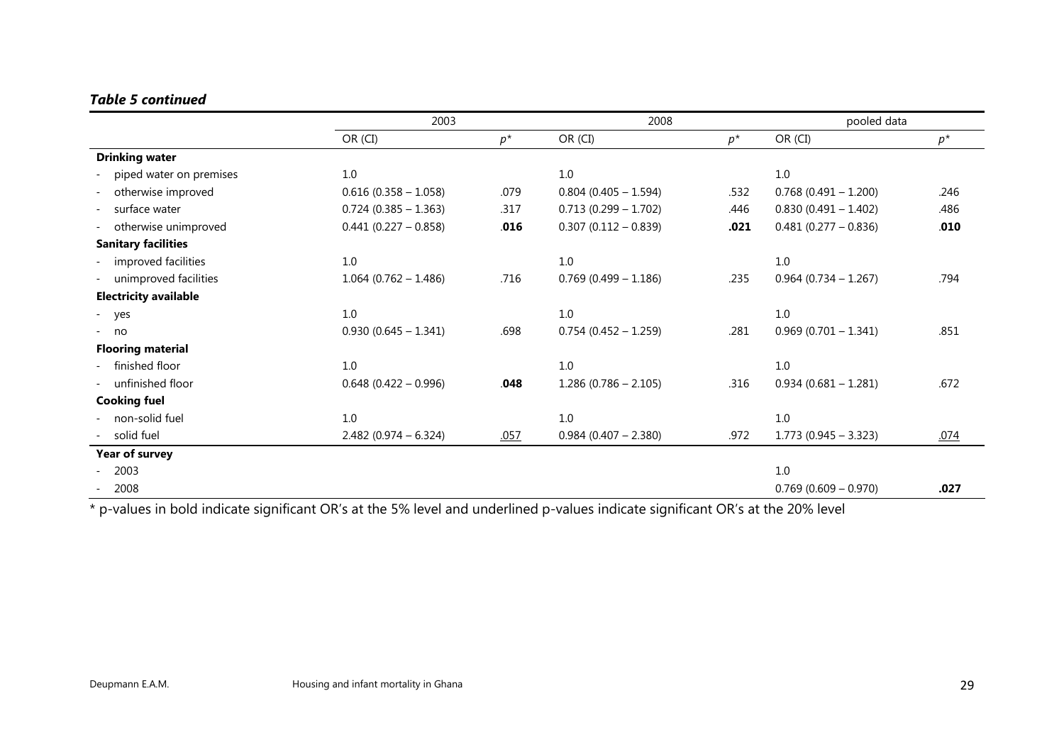### *Table 5 continued*

| | 2003 | | 2008 | | pooled data | |
|---|---|---|---|---|---|---|
| | OR (CI) | $p$* | OR (CI) | $p$* | OR (CI) | $p$* |
| **Drinking water** | | | | | | |
| - piped water on premises | 1.0 | | 1.0 | | 1.0 | |
| - otherwise improved | 0.616 (0.358 – 1.058) | .079 | 0.804 (0.405 – 1.594) | .532 | 0.768 (0.491 – 1.200) | .246 |
| - surface water | 0.724 (0.385 – 1.363) | .317 | 0.713 (0.299 – 1.702) | .446 | 0.830 (0.491 – 1.402) | .486 |
| - otherwise unimproved | 0.441 (0.227 – 0.858) | **.016** | 0.307 (0.112 – 0.839) | **.021** | 0.481 (0.277 – 0.836) | **.010** |
| **Sanitary facilities** | | | | | | |
| - improved facilities | 1.0 | | 1.0 | | 1.0 | |
| - unimproved facilities | 1.064 (0.762 – 1.486) | .716 | 0.769 (0.499 – 1.186) | .235 | 0.964 (0.734 – 1.267) | .794 |
| **Electricity available** | | | | | | |
| - yes | 1.0 | | 1.0 | | 1.0 | |
| - no | 0.930 (0.645 – 1.341) | .698 | 0.754 (0.452 – 1.259) | .281 | 0.969 (0.701 – 1.341) | .851 |
| **Flooring material** | | | | | | |
| - finished floor | 1.0 | | 1.0 | | 1.0 | |
| - unfinished floor | 0.648 (0.422 – 0.996) | **.048** | 1.286 (0.786 – 2.105) | .316 | 0.934 (0.681 – 1.281) | .672 |
| **Cooking fuel** | | | | | | |
| - non-solid fuel | 1.0 | | 1.0 | | 1.0 | |
| - solid fuel | 2.482 (0.974 – 6.324) | <u>.057</u> | 0.984 (0.407 – 2.380) | .972 | 1.773 (0.945 – 3.323) | <u>.074</u> |
| **Year of survey** | | | | | | |
| - 2003 | | | | | 1.0 | |
| - 2008 | | | | | 0.769 (0.609 – 0.970) | **.027** |

\* p-values in bold indicate significant OR's at the 5% level and underlined p-values indicate significant OR's at the 20% level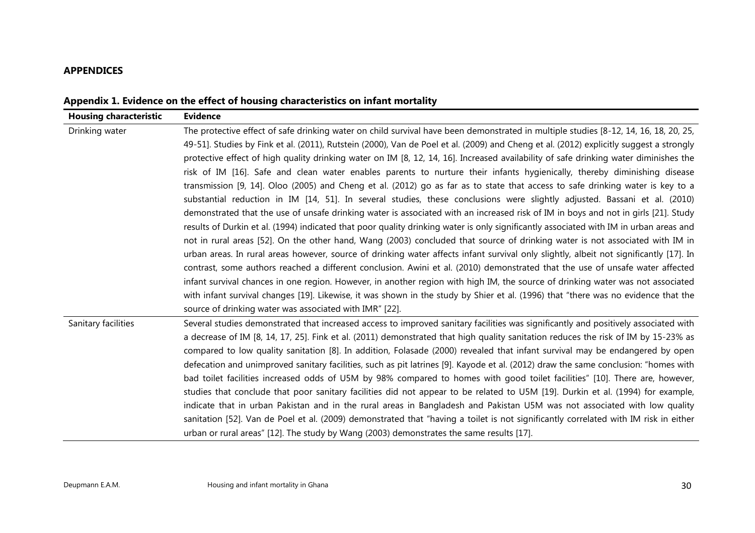## APPENDICES

**Appendix 1. Evidence on the effect of housing characteristics on infant mortality**

| Housing characteristic | Evidence |
|---|---|
| Drinking water | The protective effect of safe drinking water on child survival have been demonstrated in multiple studies [8-12, 14, 16, 18, 20, 25, 49-51]. Studies by Fink et al. (2011), Rutstein (2000), Van de Poel et al. (2009) and Cheng et al. (2012) explicitly suggest a strongly protective effect of high quality drinking water on IM [8, 12, 14, 16]. Increased availability of safe drinking water diminishes the risk of IM [16]. Safe and clean water enables parents to nurture their infants hygienically, thereby diminishing disease transmission [9, 14]. Oloo (2005) and Cheng et al. (2012) go as far as to state that access to safe drinking water is key to a substantial reduction in IM [14, 51]. In several studies, these conclusions were slightly adjusted. Bassani et al. (2010) demonstrated that the use of unsafe drinking water is associated with an increased risk of IM in boys and not in girls [21]. Study results of Durkin et al. (1994) indicated that poor quality drinking water is only significantly associated with IM in urban areas and not in rural areas [52]. On the other hand, Wang (2003) concluded that source of drinking water is not associated with IM in urban areas. In rural areas however, source of drinking water affects infant survival only slightly, albeit not significantly [17]. In contrast, some authors reached a different conclusion. Awini et al. (2010) demonstrated that the use of unsafe water affected infant survival chances in one region. However, in another region with high IM, the source of drinking water was not associated with infant survival changes [19]. Likewise, it was shown in the study by Shier et al. (1996) that "there was no evidence that the source of drinking water was associated with IMR" [22]. |
| Sanitary facilities | Several studies demonstrated that increased access to improved sanitary facilities was significantly and positively associated with a decrease of IM [8, 14, 17, 25]. Fink et al. (2011) demonstrated that high quality sanitation reduces the risk of IM by 15-23% as compared to low quality sanitation [8]. In addition, Folasade (2000) revealed that infant survival may be endangered by open defecation and unimproved sanitary facilities, such as pit latrines [9]. Kayode et al. (2012) draw the same conclusion: "homes with bad toilet facilities increased odds of U5M by 98% compared to homes with good toilet facilities" [10]. There are, however, studies that conclude that poor sanitary facilities did not appear to be related to U5M [19]. Durkin et al. (1994) for example, indicate that in urban Pakistan and in the rural areas in Bangladesh and Pakistan U5M was not associated with low quality sanitation [52]. Van de Poel et al. (2009) demonstrated that "having a toilet is not significantly correlated with IM risk in either urban or rural areas" [12]. The study by Wang (2003) demonstrates the same results [17]. |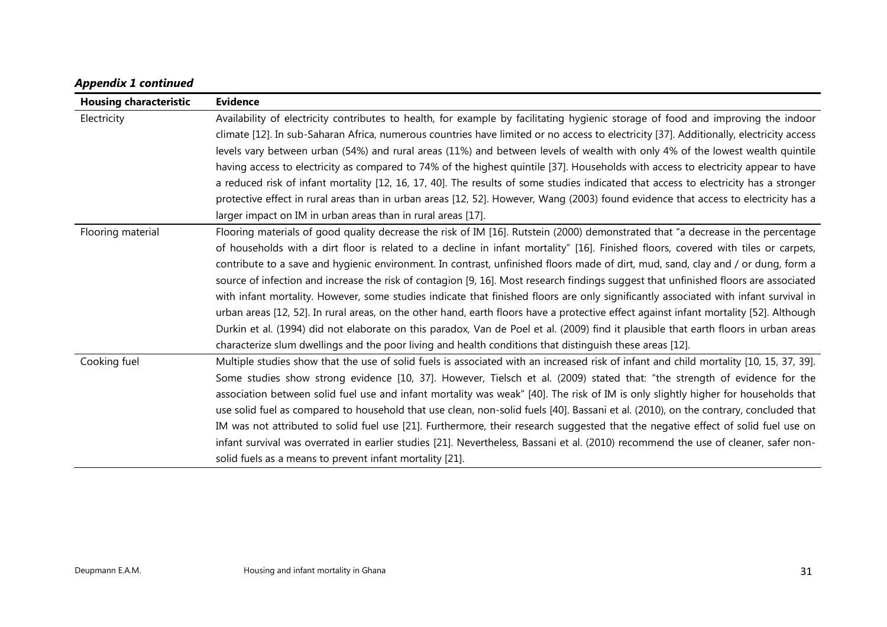***Appendix 1 continued***

| **Housing characteristic** | **Evidence** |
|---|---|
| Electricity | Availability of electricity contributes to health, for example by facilitating hygienic storage of food and improving the indoor climate [12]. In sub-Saharan Africa, numerous countries have limited or no access to electricity [37]. Additionally, electricity access levels vary between urban (54%) and rural areas (11%) and between levels of wealth with only 4% of the lowest wealth quintile having access to electricity as compared to 74% of the highest quintile [37]. Households with access to electricity appear to have a reduced risk of infant mortality [12, 16, 17, 40]. The results of some studies indicated that access to electricity has a stronger protective effect in rural areas than in urban areas [12, 52]. However, Wang (2003) found evidence that access to electricity has a larger impact on IM in urban areas than in rural areas [17]. |
| Flooring material | Flooring materials of good quality decrease the risk of IM [16]. Rutstein (2000) demonstrated that "a decrease in the percentage of households with a dirt floor is related to a decline in infant mortality" [16]. Finished floors, covered with tiles or carpets, contribute to a save and hygienic environment. In contrast, unfinished floors made of dirt, mud, sand, clay and / or dung, form a source of infection and increase the risk of contagion [9, 16]. Most research findings suggest that unfinished floors are associated with infant mortality. However, some studies indicate that finished floors are only significantly associated with infant survival in urban areas [12, 52]. In rural areas, on the other hand, earth floors have a protective effect against infant mortality [52]. Although Durkin et al. (1994) did not elaborate on this paradox, Van de Poel et al. (2009) find it plausible that earth floors in urban areas characterize slum dwellings and the poor living and health conditions that distinguish these areas [12]. |
| Cooking fuel | Multiple studies show that the use of solid fuels is associated with an increased risk of infant and child mortality [10, 15, 37, 39]. Some studies show strong evidence [10, 37]. However, Tielsch et al. (2009) stated that: "the strength of evidence for the association between solid fuel use and infant mortality was weak" [40]. The risk of IM is only slightly higher for households that use solid fuel as compared to household that use clean, non-solid fuels [40]. Bassani et al. (2010), on the contrary, concluded that IM was not attributed to solid fuel use [21]. Furthermore, their research suggested that the negative effect of solid fuel use on infant survival was overrated in earlier studies [21]. Nevertheless, Bassani et al. (2010) recommend the use of cleaner, safer non-solid fuels as a means to prevent infant mortality [21]. |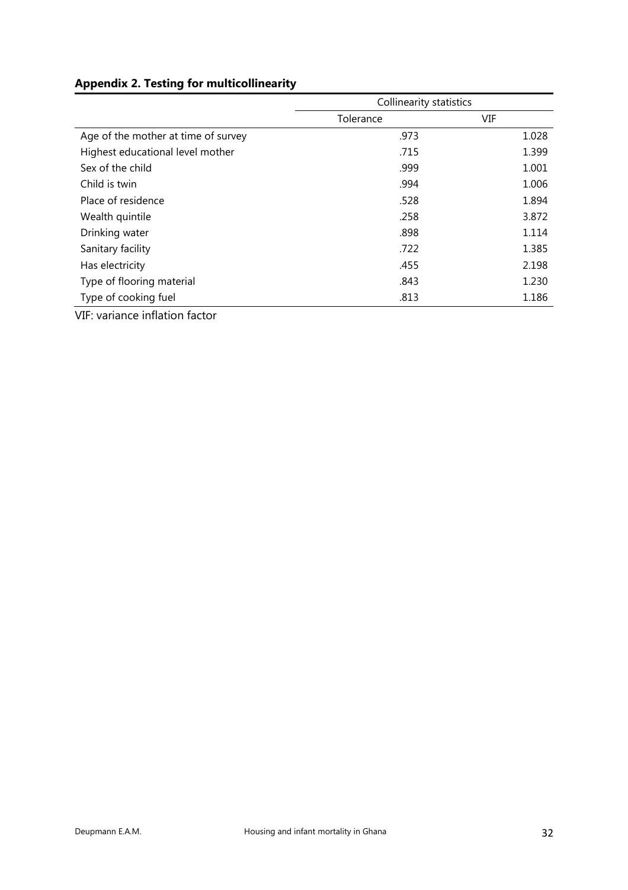**Appendix 2. Testing for multicollinearity**

| | Collinearity statistics | |
|---|---|---|
| | Tolerance | VIF |
| Age of the mother at time of survey | .973 | 1.028 |
| Highest educational level mother | .715 | 1.399 |
| Sex of the child | .999 | 1.001 |
| Child is twin | .994 | 1.006 |
| Place of residence | .528 | 1.894 |
| Wealth quintile | .258 | 3.872 |
| Drinking water | .898 | 1.114 |
| Sanitary facility | .722 | 1.385 |
| Has electricity | .455 | 2.198 |
| Type of flooring material | .843 | 1.230 |
| Type of cooking fuel | .813 | 1.186 |

VIF: variance inflation factor